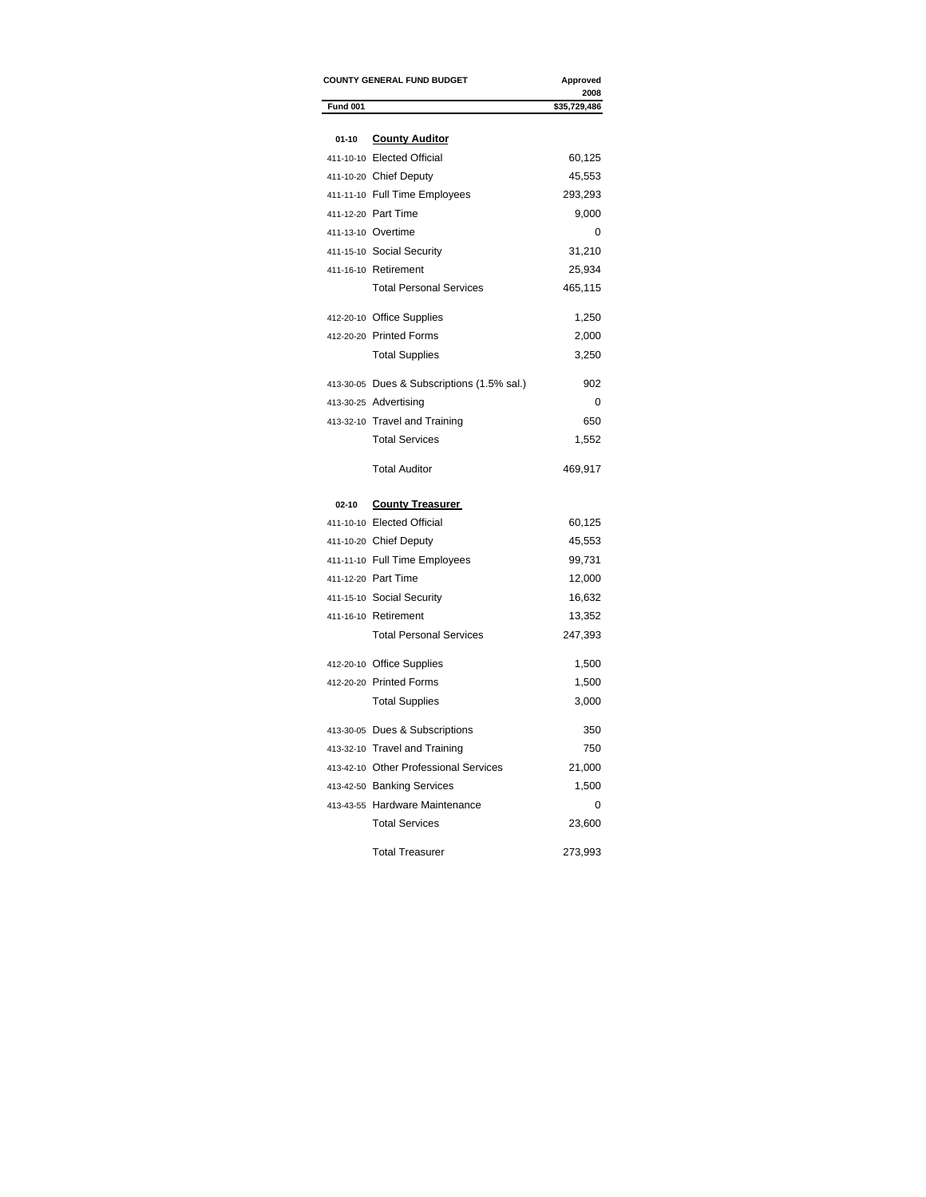| COUNTY GENERAL FUND BUDGET | | Approved 2008 |
| --- | --- | --- |
| **Fund 001** | | **$35,729,486** |
| | | |
| **01-10** | **County Auditor** | |
| 411-10-10 | Elected Official | 60,125 |
| 411-10-20 | Chief Deputy | 45,553 |
| 411-11-10 | Full Time Employees | 293,293 |
| 411-12-20 | Part Time | 9,000 |
| 411-13-10 | Overtime | 0 |
| 411-15-10 | Social Security | 31,210 |
| 411-16-10 | Retirement | 25,934 |
| | Total Personal Services | 465,115 |
| | | |
| 412-20-10 | Office Supplies | 1,250 |
| 412-20-20 | Printed Forms | 2,000 |
| | Total Supplies | 3,250 |
| | | |
| 413-30-05 | Dues & Subscriptions (1.5% sal.) | 902 |
| 413-30-25 | Advertising | 0 |
| 413-32-10 | Travel and Training | 650 |
| | Total Services | 1,552 |
| | | |
| | Total Auditor | 469,917 |
| | | |
| **02-10** | **County Treasurer** | |
| 411-10-10 | Elected Official | 60,125 |
| 411-10-20 | Chief Deputy | 45,553 |
| 411-11-10 | Full Time Employees | 99,731 |
| 411-12-20 | Part Time | 12,000 |
| 411-15-10 | Social Security | 16,632 |
| 411-16-10 | Retirement | 13,352 |
| | Total Personal Services | 247,393 |
| | | |
| 412-20-10 | Office Supplies | 1,500 |
| 412-20-20 | Printed Forms | 1,500 |
| | Total Supplies | 3,000 |
| | | |
| 413-30-05 | Dues & Subscriptions | 350 |
| 413-32-10 | Travel and Training | 750 |
| 413-42-10 | Other Professional Services | 21,000 |
| 413-42-50 | Banking Services | 1,500 |
| 413-43-55 | Hardware Maintenance | 0 |
| | Total Services | 23,600 |
| | | |
| | Total Treasurer | 273,993 |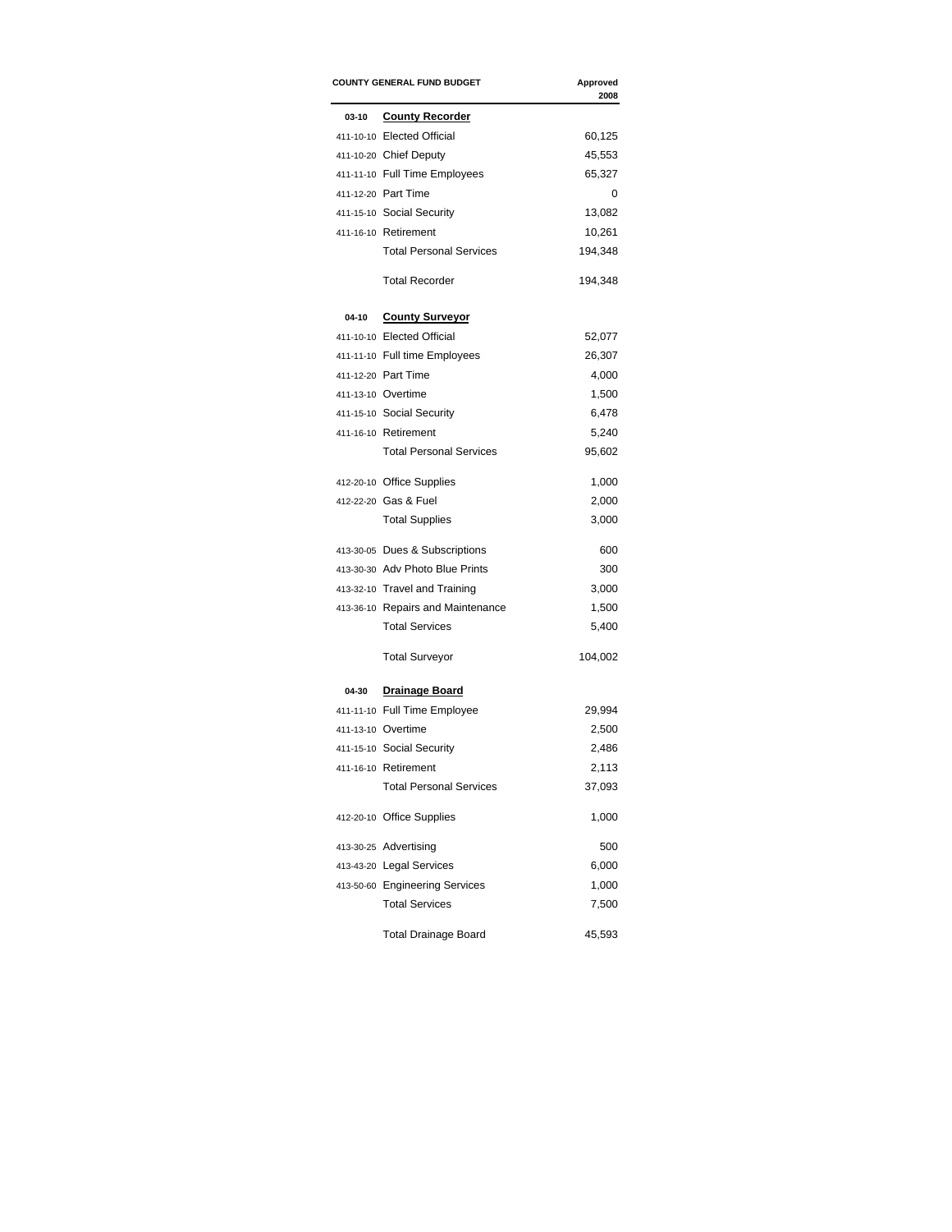| COUNTY GENERAL FUND BUDGET | | Approved 2008 |
|---|---|---|
| 03-10 | **County Recorder** | |
| 411-10-10 | Elected Official | 60,125 |
| 411-10-20 | Chief Deputy | 45,553 |
| 411-11-10 | Full Time Employees | 65,327 |
| 411-12-20 | Part Time | 0 |
| 411-15-10 | Social Security | 13,082 |
| 411-16-10 | Retirement | 10,261 |
| | Total Personal Services | 194,348 |
| | | |
| | Total Recorder | 194,348 |
| | | |
| 04-10 | **County Surveyor** | |
| 411-10-10 | Elected Official | 52,077 |
| 411-11-10 | Full time Employees | 26,307 |
| 411-12-20 | Part Time | 4,000 |
| 411-13-10 | Overtime | 1,500 |
| 411-15-10 | Social Security | 6,478 |
| 411-16-10 | Retirement | 5,240 |
| | Total Personal Services | 95,602 |
| | | |
| 412-20-10 | Office Supplies | 1,000 |
| 412-22-20 | Gas & Fuel | 2,000 |
| | Total Supplies | 3,000 |
| | | |
| 413-30-05 | Dues & Subscriptions | 600 |
| 413-30-30 | Adv Photo Blue Prints | 300 |
| 413-32-10 | Travel and Training | 3,000 |
| 413-36-10 | Repairs and Maintenance | 1,500 |
| | Total Services | 5,400 |
| | | |
| | Total Surveyor | 104,002 |
| | | |
| 04-30 | **Drainage Board** | |
| 411-11-10 | Full Time Employee | 29,994 |
| 411-13-10 | Overtime | 2,500 |
| 411-15-10 | Social Security | 2,486 |
| 411-16-10 | Retirement | 2,113 |
| | Total Personal Services | 37,093 |
| | | |
| 412-20-10 | Office Supplies | 1,000 |
| | | |
| 413-30-25 | Advertising | 500 |
| 413-43-20 | Legal Services | 6,000 |
| 413-50-60 | Engineering Services | 1,000 |
| | Total Services | 7,500 |
| | | |
| | Total Drainage Board | 45,593 |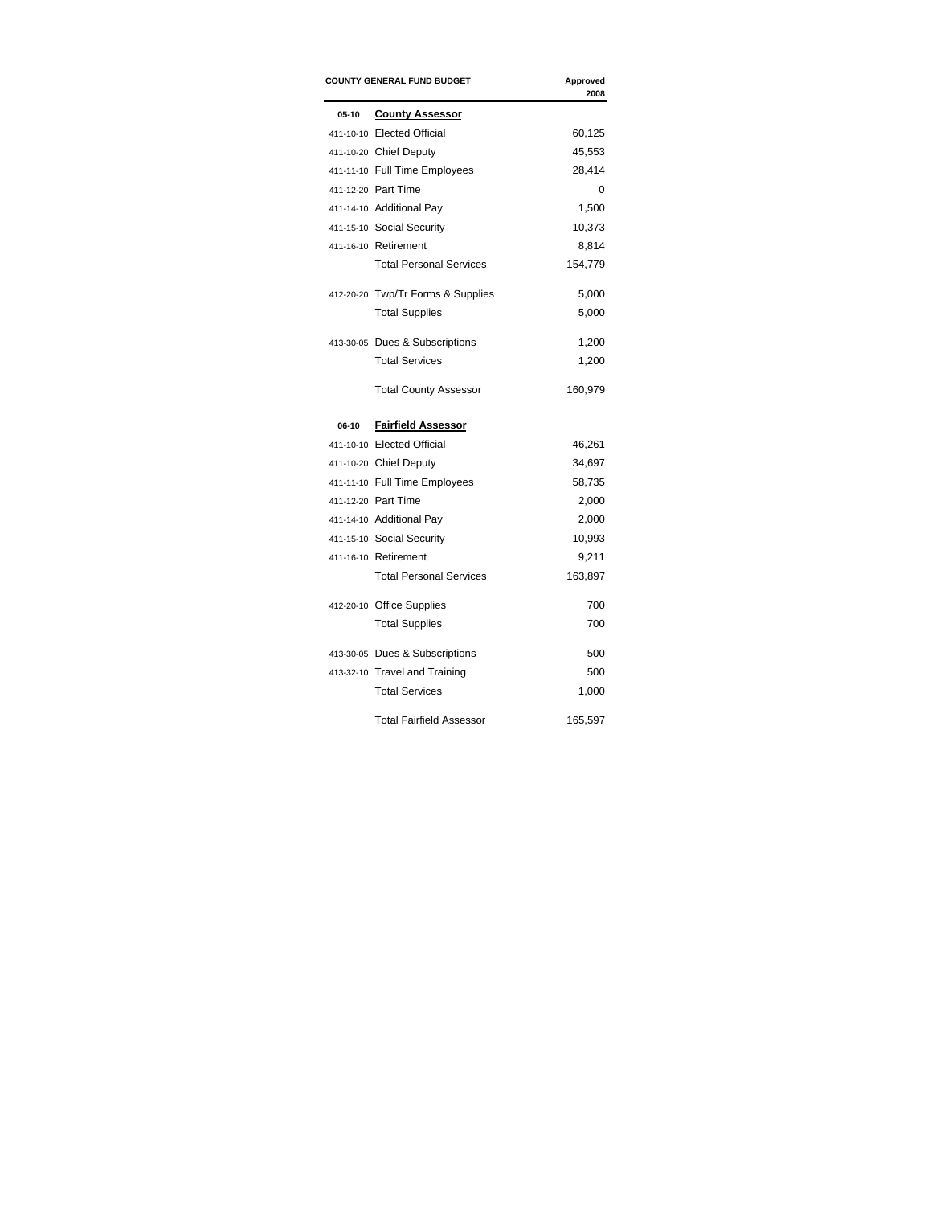| COUNTY GENERAL FUND BUDGET | | Approved 2008 |
|---|---|---|
| **05-10** | **County Assessor** | |
| 411-10-10 | Elected Official | 60,125 |
| 411-10-20 | Chief Deputy | 45,553 |
| 411-11-10 | Full Time Employees | 28,414 |
| 411-12-20 | Part Time | 0 |
| 411-14-10 | Additional Pay | 1,500 |
| 411-15-10 | Social Security | 10,373 |
| 411-16-10 | Retirement | 8,814 |
| | Total Personal Services | 154,779 |
| 412-20-20 | Twp/Tr Forms & Supplies | 5,000 |
| | Total Supplies | 5,000 |
| 413-30-05 | Dues & Subscriptions | 1,200 |
| | Total Services | 1,200 |
| | Total County Assessor | 160,979 |
| **06-10** | **Fairfield Assessor** | |
| 411-10-10 | Elected Official | 46,261 |
| 411-10-20 | Chief Deputy | 34,697 |
| 411-11-10 | Full Time Employees | 58,735 |
| 411-12-20 | Part Time | 2,000 |
| 411-14-10 | Additional Pay | 2,000 |
| 411-15-10 | Social Security | 10,993 |
| 411-16-10 | Retirement | 9,211 |
| | Total Personal Services | 163,897 |
| 412-20-10 | Office Supplies | 700 |
| | Total Supplies | 700 |
| 413-30-05 | Dues & Subscriptions | 500 |
| 413-32-10 | Travel and Training | 500 |
| | Total Services | 1,000 |
| | Total Fairfield Assessor | 165,597 |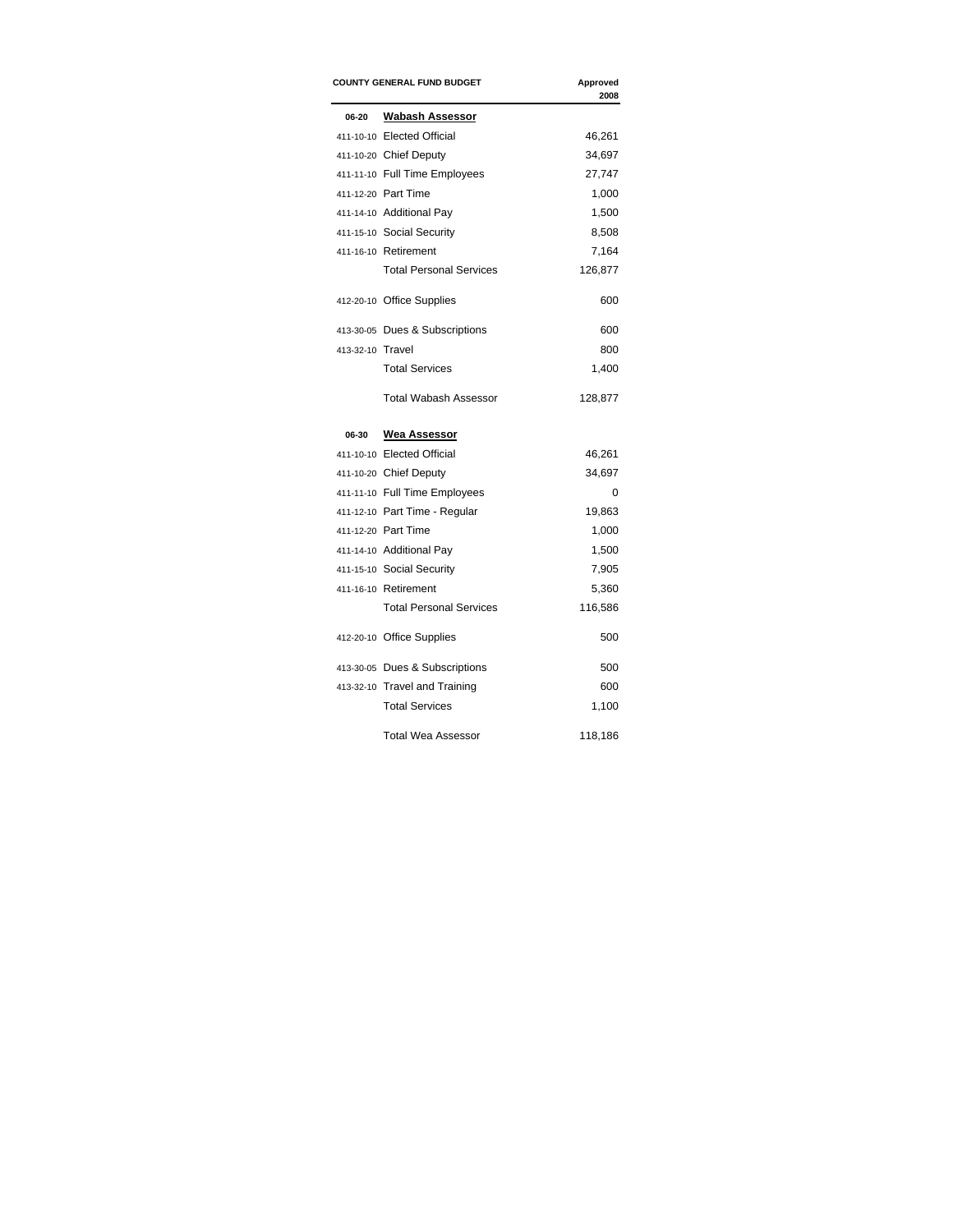| COUNTY GENERAL FUND BUDGET | | Approved 2008 |
|---|---|---|
| **06-20** | **Wabash Assessor** | |
| 411-10-10 | Elected Official | 46,261 |
| 411-10-20 | Chief Deputy | 34,697 |
| 411-11-10 | Full Time Employees | 27,747 |
| 411-12-20 | Part Time | 1,000 |
| 411-14-10 | Additional Pay | 1,500 |
| 411-15-10 | Social Security | 8,508 |
| 411-16-10 | Retirement | 7,164 |
| | Total Personal Services | 126,877 |
| 412-20-10 | Office Supplies | 600 |
| 413-30-05 | Dues & Subscriptions | 600 |
| 413-32-10 | Travel | 800 |
| | Total Services | 1,400 |
| | Total Wabash Assessor | 128,877 |
| **06-30** | **Wea Assessor** | |
| 411-10-10 | Elected Official | 46,261 |
| 411-10-20 | Chief Deputy | 34,697 |
| 411-11-10 | Full Time Employees | 0 |
| 411-12-10 | Part Time - Regular | 19,863 |
| 411-12-20 | Part Time | 1,000 |
| 411-14-10 | Additional Pay | 1,500 |
| 411-15-10 | Social Security | 7,905 |
| 411-16-10 | Retirement | 5,360 |
| | Total Personal Services | 116,586 |
| 412-20-10 | Office Supplies | 500 |
| 413-30-05 | Dues & Subscriptions | 500 |
| 413-32-10 | Travel and Training | 600 |
| | Total Services | 1,100 |
| | Total Wea Assessor | 118,186 |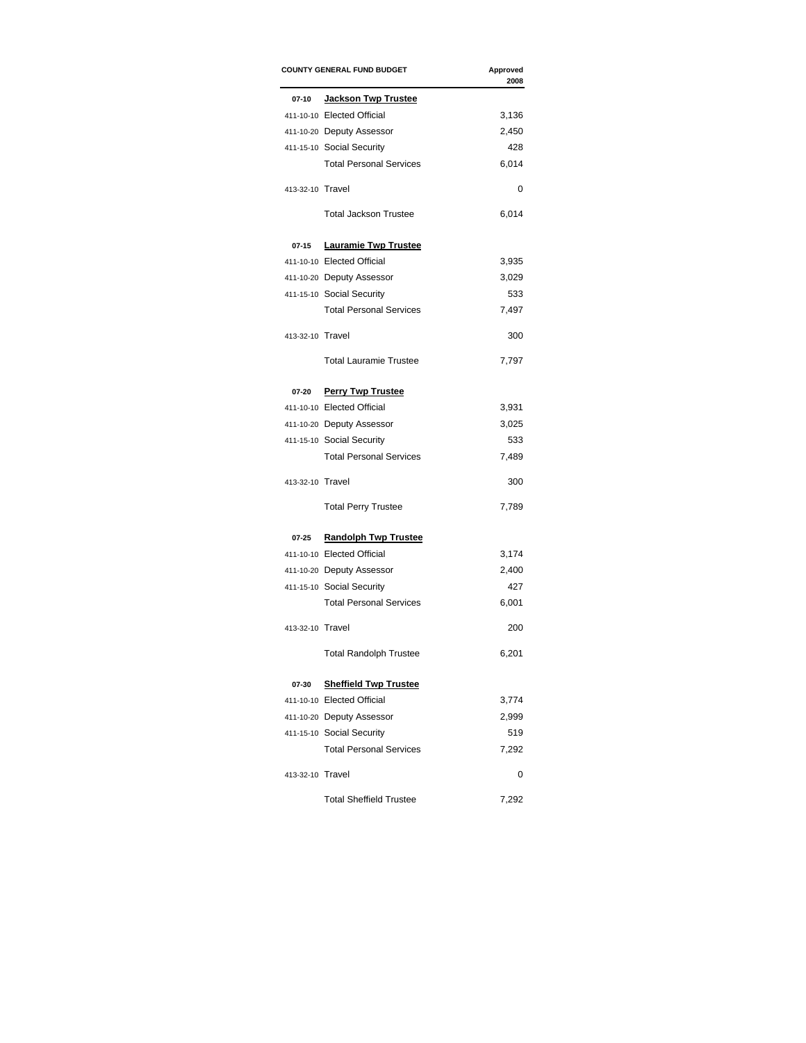| COUNTY GENERAL FUND BUDGET | | Approved 2008 |
|---|---|---|
| 07-10 | **Jackson Twp Trustee** | |
| 411-10-10 | Elected Official | 3,136 |
| 411-10-20 | Deputy Assessor | 2,450 |
| 411-15-10 | Social Security | 428 |
| | Total Personal Services | 6,014 |
| 413-32-10 | Travel | 0 |
| | Total Jackson Trustee | 6,014 |
| 07-15 | **Lauramie Twp Trustee** | |
| 411-10-10 | Elected Official | 3,935 |
| 411-10-20 | Deputy Assessor | 3,029 |
| 411-15-10 | Social Security | 533 |
| | Total Personal Services | 7,497 |
| 413-32-10 | Travel | 300 |
| | Total Lauramie Trustee | 7,797 |
| 07-20 | **Perry Twp Trustee** | |
| 411-10-10 | Elected Official | 3,931 |
| 411-10-20 | Deputy Assessor | 3,025 |
| 411-15-10 | Social Security | 533 |
| | Total Personal Services | 7,489 |
| 413-32-10 | Travel | 300 |
| | Total Perry Trustee | 7,789 |
| 07-25 | **Randolph Twp Trustee** | |
| 411-10-10 | Elected Official | 3,174 |
| 411-10-20 | Deputy Assessor | 2,400 |
| 411-15-10 | Social Security | 427 |
| | Total Personal Services | 6,001 |
| 413-32-10 | Travel | 200 |
| | Total Randolph Trustee | 6,201 |
| 07-30 | **Sheffield Twp Trustee** | |
| 411-10-10 | Elected Official | 3,774 |
| 411-10-20 | Deputy Assessor | 2,999 |
| 411-15-10 | Social Security | 519 |
| | Total Personal Services | 7,292 |
| 413-32-10 | Travel | 0 |
| | Total Sheffield Trustee | 7,292 |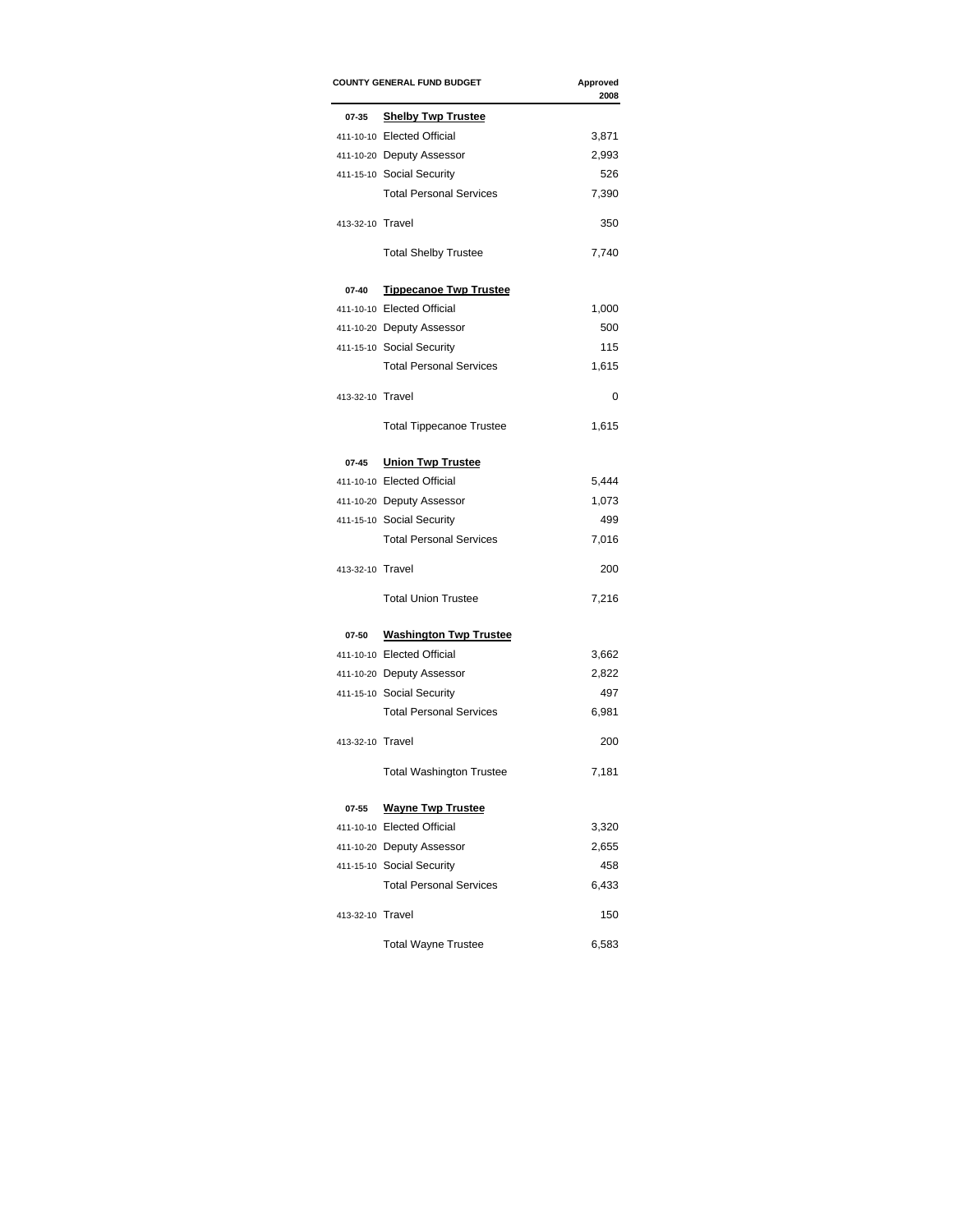| COUNTY GENERAL FUND BUDGET | | Approved 2008 |
|---|---|---|
| 07-35 | **Shelby Twp Trustee** | |
| 411-10-10 | Elected Official | 3,871 |
| 411-10-20 | Deputy Assessor | 2,993 |
| 411-15-10 | Social Security | 526 |
| | Total Personal Services | 7,390 |
| 413-32-10 | Travel | 350 |
| | Total Shelby Trustee | 7,740 |
| 07-40 | **Tippecanoe Twp Trustee** | |
| 411-10-10 | Elected Official | 1,000 |
| 411-10-20 | Deputy Assessor | 500 |
| 411-15-10 | Social Security | 115 |
| | Total Personal Services | 1,615 |
| 413-32-10 | Travel | 0 |
| | Total Tippecanoe Trustee | 1,615 |
| 07-45 | **Union Twp Trustee** | |
| 411-10-10 | Elected Official | 5,444 |
| 411-10-20 | Deputy Assessor | 1,073 |
| 411-15-10 | Social Security | 499 |
| | Total Personal Services | 7,016 |
| 413-32-10 | Travel | 200 |
| | Total Union Trustee | 7,216 |
| 07-50 | **Washington Twp Trustee** | |
| 411-10-10 | Elected Official | 3,662 |
| 411-10-20 | Deputy Assessor | 2,822 |
| 411-15-10 | Social Security | 497 |
| | Total Personal Services | 6,981 |
| 413-32-10 | Travel | 200 |
| | Total Washington Trustee | 7,181 |
| 07-55 | **Wayne Twp Trustee** | |
| 411-10-10 | Elected Official | 3,320 |
| 411-10-20 | Deputy Assessor | 2,655 |
| 411-15-10 | Social Security | 458 |
| | Total Personal Services | 6,433 |
| 413-32-10 | Travel | 150 |
| | Total Wayne Trustee | 6,583 |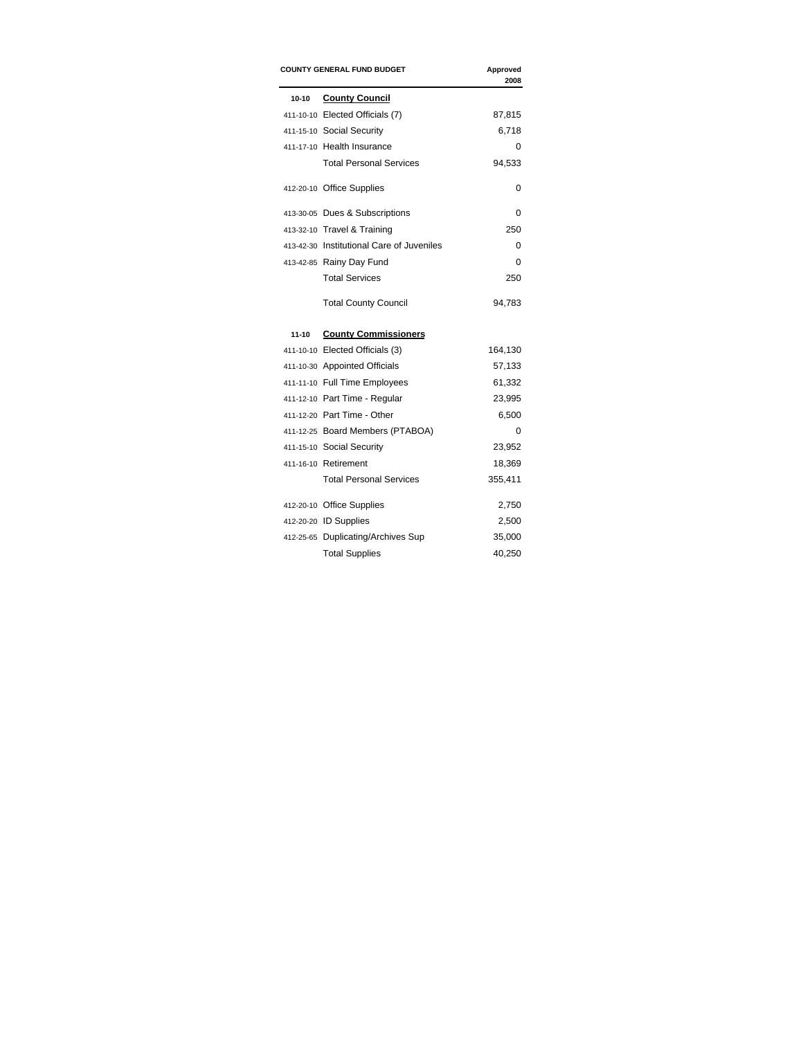| COUNTY GENERAL FUND BUDGET | | Approved 2008 |
|---|---|---|
| **10-10** | **County Council** | |
| 411-10-10 | Elected Officials (7) | 87,815 |
| 411-15-10 | Social Security | 6,718 |
| 411-17-10 | Health Insurance | 0 |
| | Total Personal Services | 94,533 |
| 412-20-10 | Office Supplies | 0 |
| 413-30-05 | Dues & Subscriptions | 0 |
| 413-32-10 | Travel & Training | 250 |
| 413-42-30 | Institutional Care of Juveniles | 0 |
| 413-42-85 | Rainy Day Fund | 0 |
| | Total Services | 250 |
| | Total County Council | 94,783 |
| **11-10** | **County Commissioners** | |
| 411-10-10 | Elected Officials (3) | 164,130 |
| 411-10-30 | Appointed Officials | 57,133 |
| 411-11-10 | Full Time Employees | 61,332 |
| 411-12-10 | Part Time - Regular | 23,995 |
| 411-12-20 | Part Time - Other | 6,500 |
| 411-12-25 | Board Members (PTABOA) | 0 |
| 411-15-10 | Social Security | 23,952 |
| 411-16-10 | Retirement | 18,369 |
| | Total Personal Services | 355,411 |
| 412-20-10 | Office Supplies | 2,750 |
| 412-20-20 | ID Supplies | 2,500 |
| 412-25-65 | Duplicating/Archives Sup | 35,000 |
| | Total Supplies | 40,250 |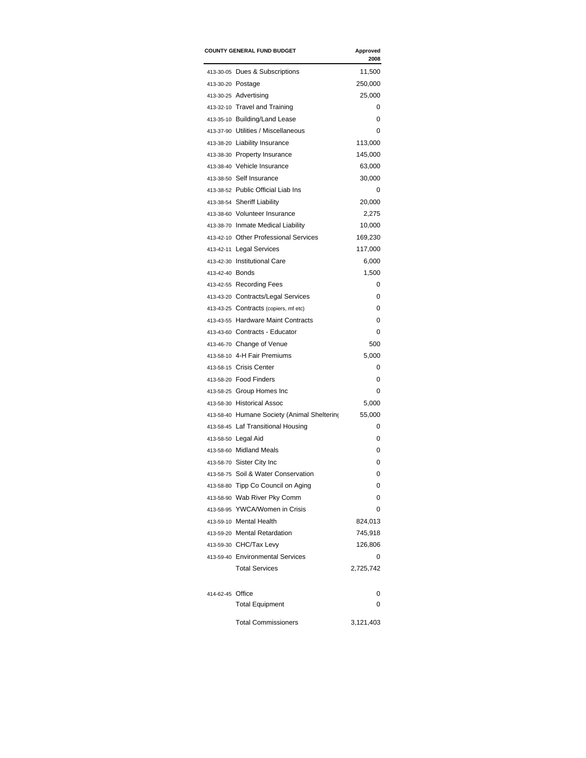| COUNTY GENERAL FUND BUDGET | | Approved 2008 |
|---|---|---|
| 413-30-05 | Dues & Subscriptions | 11,500 |
| 413-30-20 | Postage | 250,000 |
| 413-30-25 | Advertising | 25,000 |
| 413-32-10 | Travel and Training | 0 |
| 413-35-10 | Building/Land Lease | 0 |
| 413-37-90 | Utilities / Miscellaneous | 0 |
| 413-38-20 | Liability Insurance | 113,000 |
| 413-38-30 | Property Insurance | 145,000 |
| 413-38-40 | Vehicle Insurance | 63,000 |
| 413-38-50 | Self Insurance | 30,000 |
| 413-38-52 | Public Official Liab Ins | 0 |
| 413-38-54 | Sheriff Liability | 20,000 |
| 413-38-60 | Volunteer Insurance | 2,275 |
| 413-38-70 | Inmate Medical Liability | 10,000 |
| 413-42-10 | Other Professional Services | 169,230 |
| 413-42-11 | Legal Services | 117,000 |
| 413-42-30 | Institutional Care | 6,000 |
| 413-42-40 | Bonds | 1,500 |
| 413-42-55 | Recording Fees | 0 |
| 413-43-20 | Contracts/Legal Services | 0 |
| 413-43-25 | Contracts (copiers, mf etc) | 0 |
| 413-43-55 | Hardware Maint Contracts | 0 |
| 413-43-60 | Contracts - Educator | 0 |
| 413-46-70 | Change of Venue | 500 |
| 413-58-10 | 4-H Fair Premiums | 5,000 |
| 413-58-15 | Crisis Center | 0 |
| 413-58-20 | Food Finders | 0 |
| 413-58-25 | Group Homes Inc | 0 |
| 413-58-30 | Historical Assoc | 5,000 |
| 413-58-40 | Humane Society (Animal Sheltering | 55,000 |
| 413-58-45 | Laf Transitional Housing | 0 |
| 413-58-50 | Legal Aid | 0 |
| 413-58-60 | Midland Meals | 0 |
| 413-58-70 | Sister City Inc | 0 |
| 413-58-75 | Soil & Water Conservation | 0 |
| 413-58-80 | Tipp Co Council on Aging | 0 |
| 413-58-90 | Wab River Pky Comm | 0 |
| 413-58-95 | YWCA/Women in Crisis | 0 |
| 413-59-10 | Mental Health | 824,013 |
| 413-59-20 | Mental Retardation | 745,918 |
| 413-59-30 | CHC/Tax Levy | 126,806 |
| 413-59-40 | Environmental Services | 0 |
| | Total Services | 2,725,742 |
| | | |
| 414-62-45 | Office | 0 |
| | Total Equipment | 0 |
| | | |
| | Total Commissioners | 3,121,403 |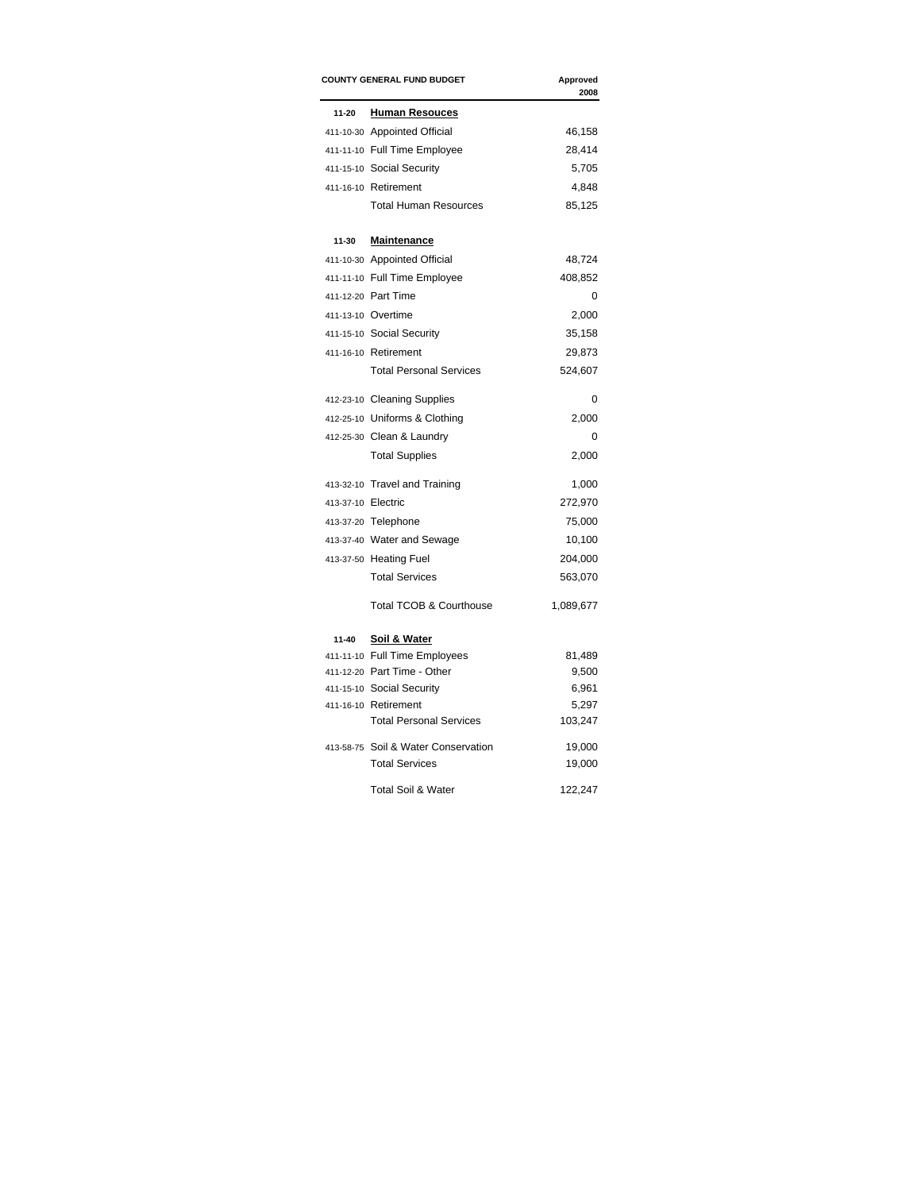| COUNTY GENERAL FUND BUDGET | | Approved 2008 |
|---|---|---|
| 11-20 | **Human Resouces** | |
| 411-10-30 | Appointed Official | 46,158 |
| 411-11-10 | Full Time Employee | 28,414 |
| 411-15-10 | Social Security | 5,705 |
| 411-16-10 | Retirement | 4,848 |
| | Total Human Resources | 85,125 |
| | | |
| 11-30 | **Maintenance** | |
| 411-10-30 | Appointed Official | 48,724 |
| 411-11-10 | Full Time Employee | 408,852 |
| 411-12-20 | Part Time | 0 |
| 411-13-10 | Overtime | 2,000 |
| 411-15-10 | Social Security | 35,158 |
| 411-16-10 | Retirement | 29,873 |
| | Total Personal Services | 524,607 |
| | | |
| 412-23-10 | Cleaning Supplies | 0 |
| 412-25-10 | Uniforms & Clothing | 2,000 |
| 412-25-30 | Clean & Laundry | 0 |
| | Total Supplies | 2,000 |
| | | |
| 413-32-10 | Travel and Training | 1,000 |
| 413-37-10 | Electric | 272,970 |
| 413-37-20 | Telephone | 75,000 |
| 413-37-40 | Water and Sewage | 10,100 |
| 413-37-50 | Heating Fuel | 204,000 |
| | Total Services | 563,070 |
| | | |
| | Total TCOB & Courthouse | 1,089,677 |
| | | |
| 11-40 | **Soil & Water** | |
| 411-11-10 | Full Time Employees | 81,489 |
| 411-12-20 | Part Time - Other | 9,500 |
| 411-15-10 | Social Security | 6,961 |
| 411-16-10 | Retirement | 5,297 |
| | Total Personal Services | 103,247 |
| | | |
| 413-58-75 | Soil & Water Conservation | 19,000 |
| | Total Services | 19,000 |
| | | |
| | Total Soil & Water | 122,247 |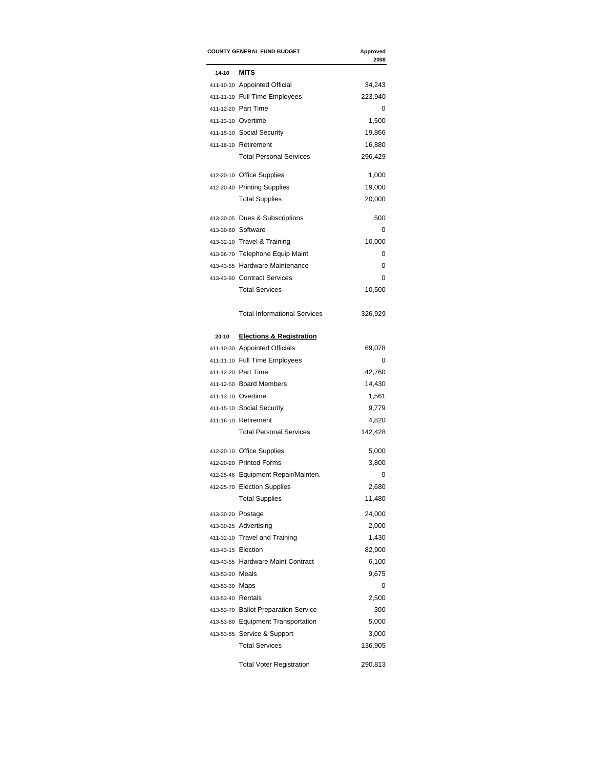| COUNTY GENERAL FUND BUDGET | | Approved 2008 |
|---|---|---|
| 14-10 | **MITS** | |
| 411-10-30 | Appointed Official | 34,243 |
| 411-11-10 | Full Time Employees | 223,940 |
| 411-12-20 | Part Time | 0 |
| 411-13-10 | Overtime | 1,500 |
| 411-15-10 | Social Security | 19,866 |
| 411-16-10 | Retirement | 16,880 |
| | Total Personal Services | 296,429 |
| 412-20-10 | Office Supplies | 1,000 |
| 412-20-40 | Printing Supplies | 19,000 |
| | Total Supplies | 20,000 |
| 413-30-05 | Dues & Subscriptions | 500 |
| 413-30-60 | Software | 0 |
| 413-32-10 | Travel & Training | 10,000 |
| 413-36-70 | Telephone Equip Maint | 0 |
| 413-43-55 | Hardware Maintenance | 0 |
| 413-43-90 | Contract Services | 0 |
| | Total Services | 10,500 |
| | Total Informational Services | 326,929 |
| 20-10 | **Elections & Registration** | |
| 411-10-30 | Appointed Officials | 69,078 |
| 411-11-10 | Full Time Employees | 0 |
| 411-12-20 | Part Time | 42,760 |
| 411-12-50 | Board Members | 14,430 |
| 411-13-10 | Overtime | 1,561 |
| 411-15-10 | Social Security | 9,779 |
| 411-16-10 | Retirement | 4,820 |
| | Total Personal Services | 142,428 |
| 412-20-10 | Office Supplies | 5,000 |
| 412-20-20 | Printed Forms | 3,800 |
| 412-25-46 | Equipment Repair/Mainten. | 0 |
| 412-25-70 | Election Supplies | 2,680 |
| | Total Supplies | 11,480 |
| 413-30-20 | Postage | 24,000 |
| 413-30-25 | Advertising | 2,000 |
| 411-32-10 | Travel and Training | 1,430 |
| 413-43-15 | Election | 82,900 |
| 413-43-55 | Hardware Maint Contract | 6,100 |
| 413-53-20 | Meals | 9,675 |
| 413-53-30 | Maps | 0 |
| 413-53-40 | Rentals | 2,500 |
| 413-53-70 | Ballot Preparation Service | 300 |
| 413-53-80 | Equipment Transportation | 5,000 |
| 413-53-85 | Service & Support | 3,000 |
| | Total Services | 136,905 |
| | Total Voter Registration | 290,813 |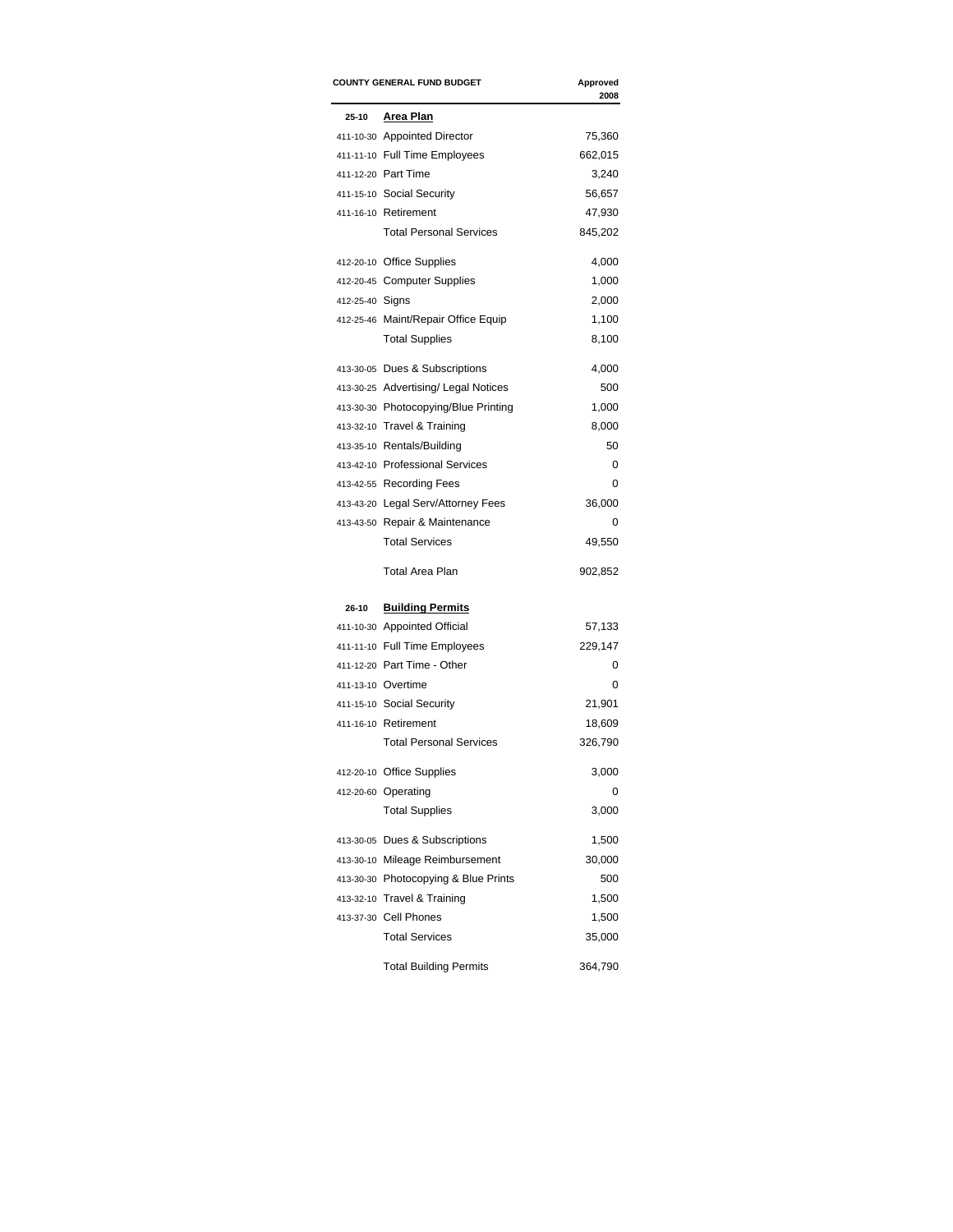| COUNTY GENERAL FUND BUDGET | | Approved 2008 |
|---|---|---|
| **25-10** | **Area Plan** | |
| 411-10-30 | Appointed Director | 75,360 |
| 411-11-10 | Full Time Employees | 662,015 |
| 411-12-20 | Part Time | 3,240 |
| 411-15-10 | Social Security | 56,657 |
| 411-16-10 | Retirement | 47,930 |
| | Total Personal Services | 845,202 |
| 412-20-10 | Office Supplies | 4,000 |
| 412-20-45 | Computer Supplies | 1,000 |
| 412-25-40 | Signs | 2,000 |
| 412-25-46 | Maint/Repair Office Equip | 1,100 |
| | Total Supplies | 8,100 |
| 413-30-05 | Dues & Subscriptions | 4,000 |
| 413-30-25 | Advertising/ Legal Notices | 500 |
| 413-30-30 | Photocopying/Blue Printing | 1,000 |
| 413-32-10 | Travel & Training | 8,000 |
| 413-35-10 | Rentals/Building | 50 |
| 413-42-10 | Professional Services | 0 |
| 413-42-55 | Recording Fees | 0 |
| 413-43-20 | Legal Serv/Attorney Fees | 36,000 |
| 413-43-50 | Repair & Maintenance | 0 |
| | Total Services | 49,550 |
| | Total Area Plan | 902,852 |
| **26-10** | **Building Permits** | |
| 411-10-30 | Appointed Official | 57,133 |
| 411-11-10 | Full Time Employees | 229,147 |
| 411-12-20 | Part Time - Other | 0 |
| 411-13-10 | Overtime | 0 |
| 411-15-10 | Social Security | 21,901 |
| 411-16-10 | Retirement | 18,609 |
| | Total Personal Services | 326,790 |
| 412-20-10 | Office Supplies | 3,000 |
| 412-20-60 | Operating | 0 |
| | Total Supplies | 3,000 |
| 413-30-05 | Dues & Subscriptions | 1,500 |
| 413-30-10 | Mileage Reimbursement | 30,000 |
| 413-30-30 | Photocopying & Blue Prints | 500 |
| 413-32-10 | Travel & Training | 1,500 |
| 413-37-30 | Cell Phones | 1,500 |
| | Total Services | 35,000 |
| | Total Building Permits | 364,790 |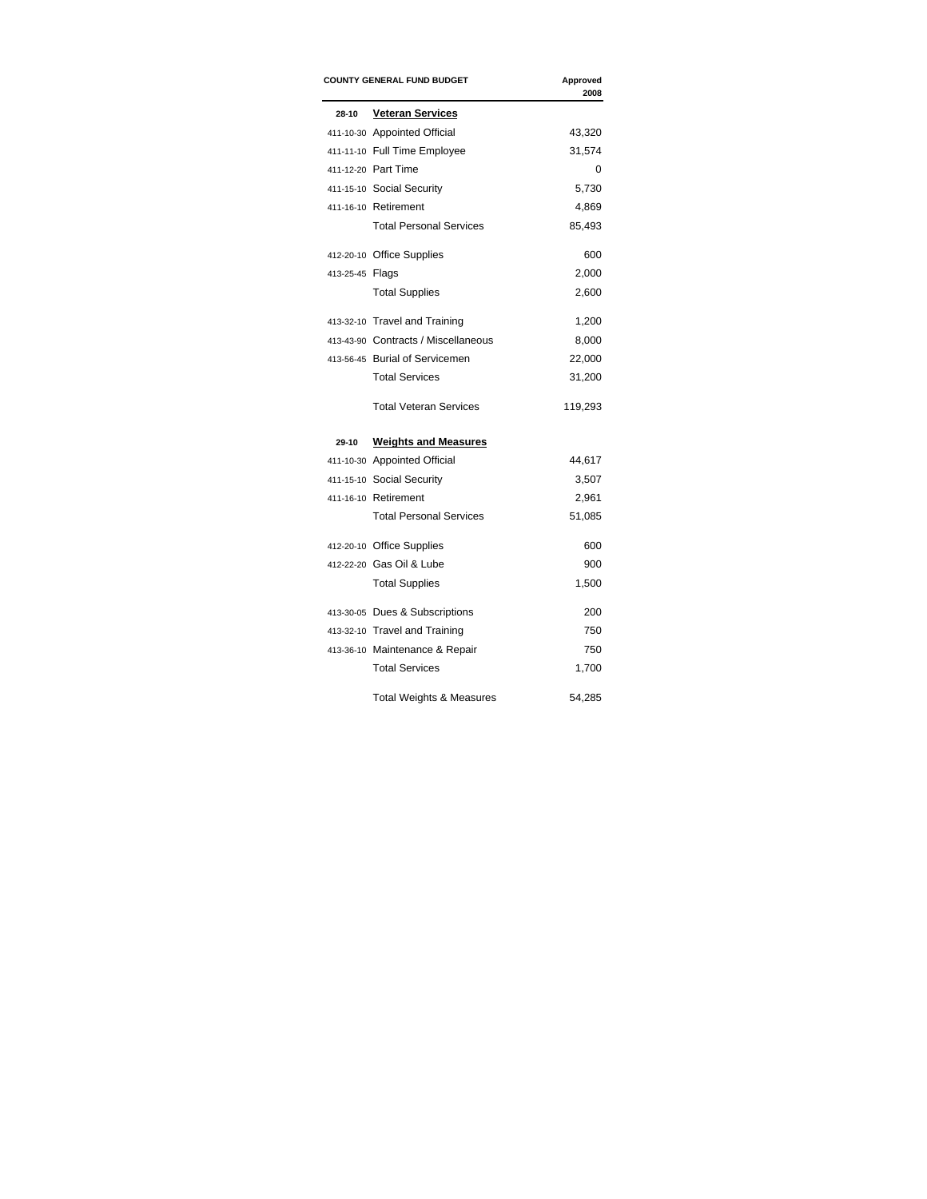| COUNTY GENERAL FUND BUDGET | | Approved 2008 |
|---|---|---|
| **28-10** | **Veteran Services** | |
| 411-10-30 | Appointed Official | 43,320 |
| 411-11-10 | Full Time Employee | 31,574 |
| 411-12-20 | Part Time | 0 |
| 411-15-10 | Social Security | 5,730 |
| 411-16-10 | Retirement | 4,869 |
| | Total Personal Services | 85,493 |
| 412-20-10 | Office Supplies | 600 |
| 413-25-45 | Flags | 2,000 |
| | Total Supplies | 2,600 |
| 413-32-10 | Travel and Training | 1,200 |
| 413-43-90 | Contracts / Miscellaneous | 8,000 |
| 413-56-45 | Burial of Servicemen | 22,000 |
| | Total Services | 31,200 |
| | Total Veteran Services | 119,293 |
| **29-10** | **Weights and Measures** | |
| 411-10-30 | Appointed Official | 44,617 |
| 411-15-10 | Social Security | 3,507 |
| 411-16-10 | Retirement | 2,961 |
| | Total Personal Services | 51,085 |
| 412-20-10 | Office Supplies | 600 |
| 412-22-20 | Gas Oil & Lube | 900 |
| | Total Supplies | 1,500 |
| 413-30-05 | Dues & Subscriptions | 200 |
| 413-32-10 | Travel and Training | 750 |
| 413-36-10 | Maintenance & Repair | 750 |
| | Total Services | 1,700 |
| | Total Weights & Measures | 54,285 |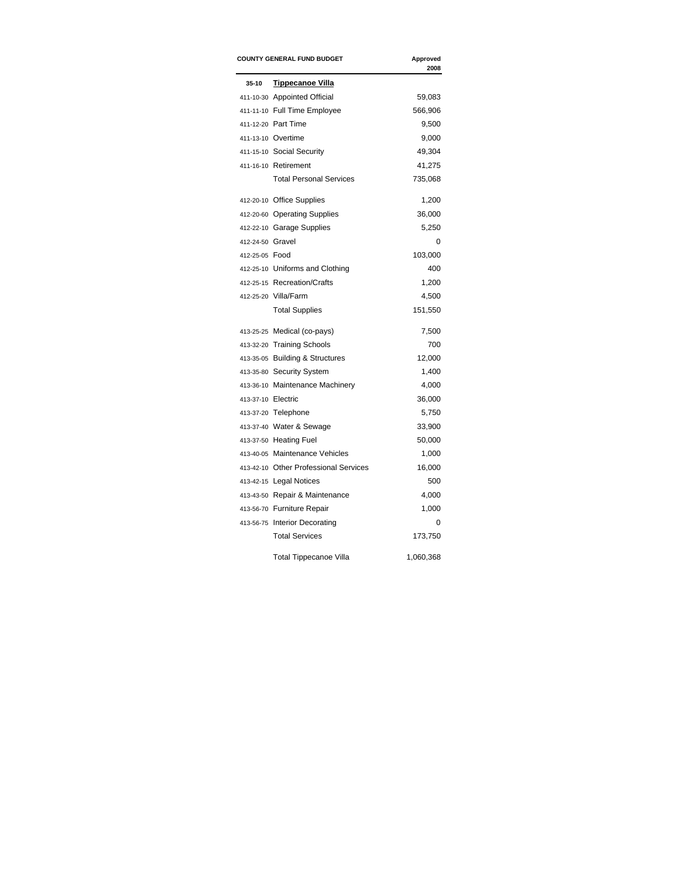| COUNTY GENERAL FUND BUDGET | | Approved 2008 |
|---|---|---|
| 35-10 | **Tippecanoe Villa** | |
| 411-10-30 | Appointed Official | 59,083 |
| 411-11-10 | Full Time Employee | 566,906 |
| 411-12-20 | Part Time | 9,500 |
| 411-13-10 | Overtime | 9,000 |
| 411-15-10 | Social Security | 49,304 |
| 411-16-10 | Retirement | 41,275 |
| | Total Personal Services | 735,068 |
| 412-20-10 | Office Supplies | 1,200 |
| 412-20-60 | Operating Supplies | 36,000 |
| 412-22-10 | Garage Supplies | 5,250 |
| 412-24-50 | Gravel | 0 |
| 412-25-05 | Food | 103,000 |
| 412-25-10 | Uniforms and Clothing | 400 |
| 412-25-15 | Recreation/Crafts | 1,200 |
| 412-25-20 | Villa/Farm | 4,500 |
| | Total Supplies | 151,550 |
| 413-25-25 | Medical (co-pays) | 7,500 |
| 413-32-20 | Training Schools | 700 |
| 413-35-05 | Building & Structures | 12,000 |
| 413-35-80 | Security System | 1,400 |
| 413-36-10 | Maintenance Machinery | 4,000 |
| 413-37-10 | Electric | 36,000 |
| 413-37-20 | Telephone | 5,750 |
| 413-37-40 | Water & Sewage | 33,900 |
| 413-37-50 | Heating Fuel | 50,000 |
| 413-40-05 | Maintenance Vehicles | 1,000 |
| 413-42-10 | Other Professional Services | 16,000 |
| 413-42-15 | Legal Notices | 500 |
| 413-43-50 | Repair & Maintenance | 4,000 |
| 413-56-70 | Furniture Repair | 1,000 |
| 413-56-75 | Interior Decorating | 0 |
| | Total Services | 173,750 |
| | Total Tippecanoe Villa | 1,060,368 |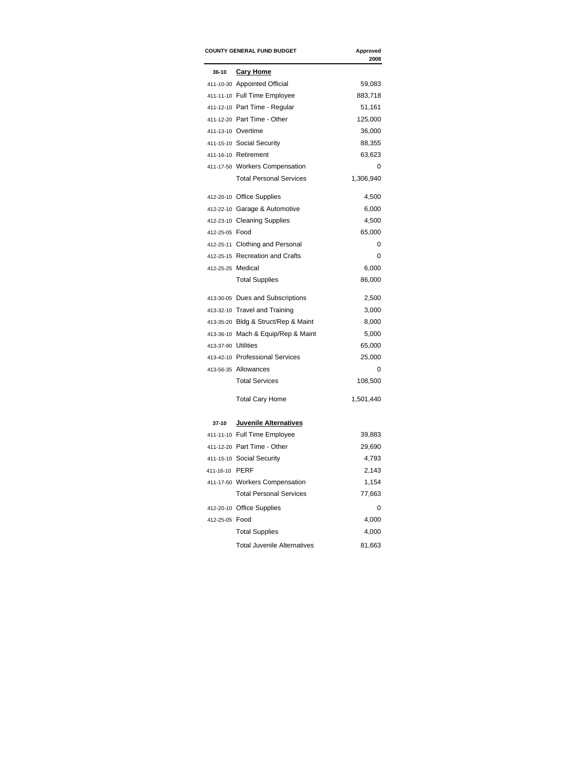| COUNTY GENERAL FUND BUDGET | | Approved 2008 |
|---|---|---|
| **36-10** | **Cary Home** | |
| 411-10-30 | Appointed Official | 59,083 |
| 411-11-10 | Full Time Employee | 883,718 |
| 411-12-10 | Part Time - Regular | 51,161 |
| 411-12-20 | Part Time - Other | 125,000 |
| 411-13-10 | Overtime | 36,000 |
| 411-15-10 | Social Security | 88,355 |
| 411-16-10 | Retirement | 63,623 |
| 411-17-50 | Workers Compensation | 0 |
| | Total Personal Services | 1,306,940 |
| 412-20-10 | Office Supplies | 4,500 |
| 412-22-10 | Garage & Automotive | 6,000 |
| 412-23-10 | Cleaning Supplies | 4,500 |
| 412-25-05 | Food | 65,000 |
| 412-25-11 | Clothing and Personal | 0 |
| 412-25-15 | Recreation and Crafts | 0 |
| 412-25-25 | Medical | 6,000 |
| | Total Supplies | 86,000 |
| 413-30-05 | Dues and Subscriptions | 2,500 |
| 413-32-10 | Travel and Training | 3,000 |
| 413-35-20 | Bldg & Struct/Rep & Maint | 8,000 |
| 413-36-10 | Mach & Equip/Rep & Maint | 5,000 |
| 413-37-90 | Utilities | 65,000 |
| 413-42-10 | Professional Services | 25,000 |
| 413-56-35 | Allowances | 0 |
| | Total Services | 108,500 |
| | Total Cary Home | 1,501,440 |
| **37-10** | **Juvenile Alternatives** | |
| 411-11-10 | Full Time Employee | 39,883 |
| 411-12-20 | Part Time - Other | 29,690 |
| 411-15-10 | Social Security | 4,793 |
| 411-16-10 | PERF | 2,143 |
| 411-17-50 | Workers Compensation | 1,154 |
| | Total Personal Services | 77,663 |
| 412-20-10 | Office Supplies | 0 |
| 412-25-05 | Food | 4,000 |
| | Total Supplies | 4,000 |
| | Total Juvenile Alternatives | 81,663 |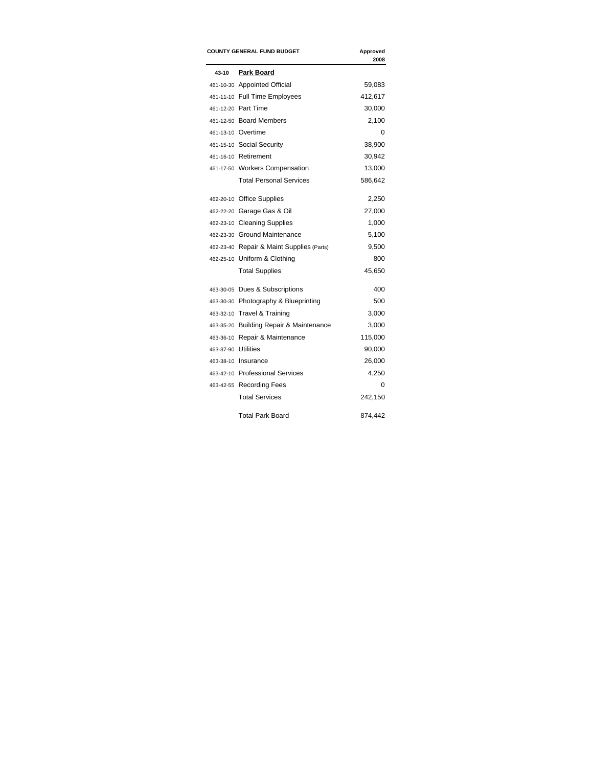| COUNTY GENERAL FUND BUDGET | | Approved 2008 |
|---|---|---|
| 43-10 | **Park Board** | |
| 461-10-30 | Appointed Official | 59,083 |
| 461-11-10 | Full Time Employees | 412,617 |
| 461-12-20 | Part Time | 30,000 |
| 461-12-50 | Board Members | 2,100 |
| 461-13-10 | Overtime | 0 |
| 461-15-10 | Social Security | 38,900 |
| 461-16-10 | Retirement | 30,942 |
| 461-17-50 | Workers Compensation | 13,000 |
| | Total Personal Services | 586,642 |
| 462-20-10 | Office Supplies | 2,250 |
| 462-22-20 | Garage Gas & Oil | 27,000 |
| 462-23-10 | Cleaning Supplies | 1,000 |
| 462-23-30 | Ground Maintenance | 5,100 |
| 462-23-40 | Repair & Maint Supplies (Parts) | 9,500 |
| 462-25-10 | Uniform & Clothing | 800 |
| | Total Supplies | 45,650 |
| 463-30-05 | Dues & Subscriptions | 400 |
| 463-30-30 | Photography & Blueprinting | 500 |
| 463-32-10 | Travel & Training | 3,000 |
| 463-35-20 | Building Repair & Maintenance | 3,000 |
| 463-36-10 | Repair & Maintenance | 115,000 |
| 463-37-90 | Utilities | 90,000 |
| 463-38-10 | Insurance | 26,000 |
| 463-42-10 | Professional Services | 4,250 |
| 463-42-55 | Recording Fees | 0 |
| | Total Services | 242,150 |
| | Total Park Board | 874,442 |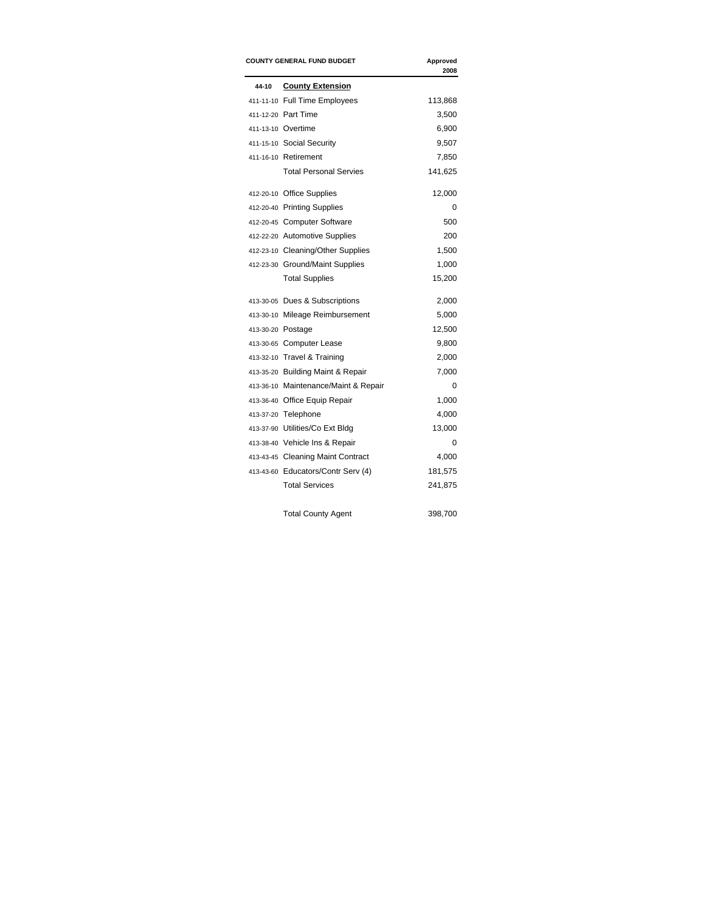| COUNTY GENERAL FUND BUDGET | | Approved 2008 |
|---|---|---|
| 44-10 | **County Extension** | |
| 411-11-10 | Full Time Employees | 113,868 |
| 411-12-20 | Part Time | 3,500 |
| 411-13-10 | Overtime | 6,900 |
| 411-15-10 | Social Security | 9,507 |
| 411-16-10 | Retirement | 7,850 |
| | Total Personal Servies | 141,625 |
| 412-20-10 | Office Supplies | 12,000 |
| 412-20-40 | Printing Supplies | 0 |
| 412-20-45 | Computer Software | 500 |
| 412-22-20 | Automotive Supplies | 200 |
| 412-23-10 | Cleaning/Other Supplies | 1,500 |
| 412-23-30 | Ground/Maint Supplies | 1,000 |
| | Total Supplies | 15,200 |
| 413-30-05 | Dues & Subscriptions | 2,000 |
| 413-30-10 | Mileage Reimbursement | 5,000 |
| 413-30-20 | Postage | 12,500 |
| 413-30-65 | Computer Lease | 9,800 |
| 413-32-10 | Travel & Training | 2,000 |
| 413-35-20 | Building Maint & Repair | 7,000 |
| 413-36-10 | Maintenance/Maint & Repair | 0 |
| 413-36-40 | Office Equip Repair | 1,000 |
| 413-37-20 | Telephone | 4,000 |
| 413-37-90 | Utilities/Co Ext Bldg | 13,000 |
| 413-38-40 | Vehicle Ins & Repair | 0 |
| 413-43-45 | Cleaning Maint Contract | 4,000 |
| 413-43-60 | Educators/Contr Serv (4) | 181,575 |
| | Total Services | 241,875 |
| | Total County Agent | 398,700 |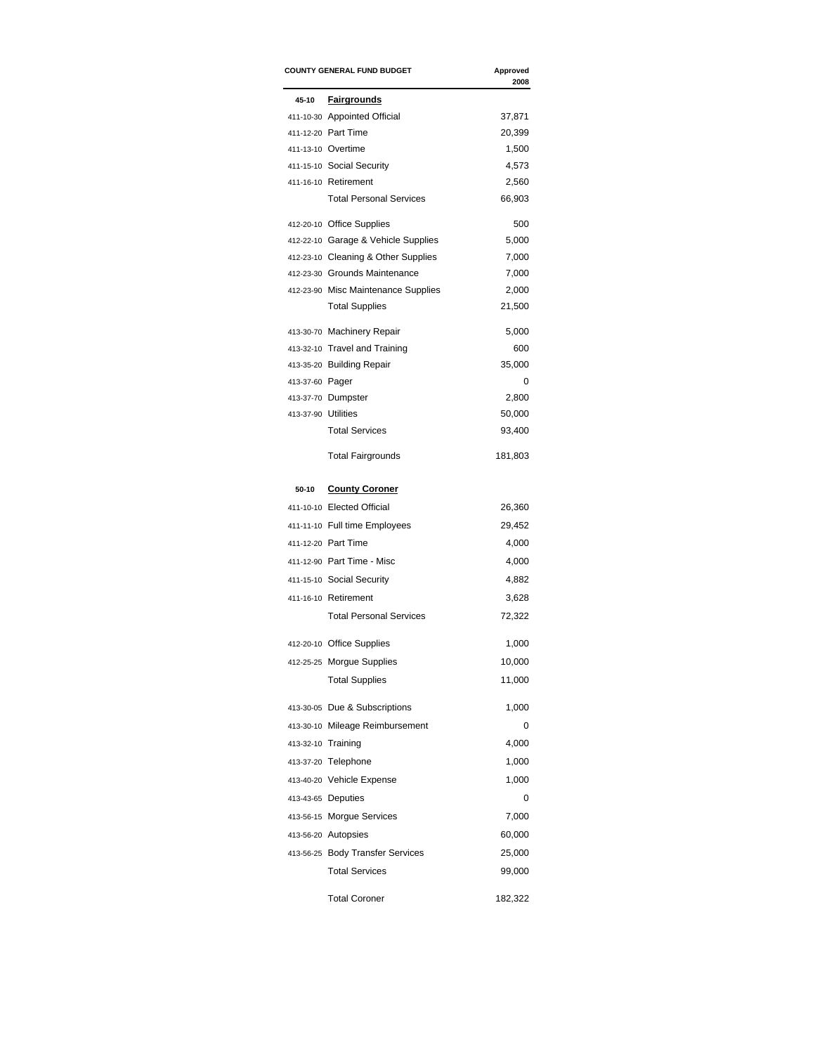| COUNTY GENERAL FUND BUDGET | | Approved 2008 |
|---|---|---|
| 45-10 | **Fairgrounds** | |
| 411-10-30 | Appointed Official | 37,871 |
| 411-12-20 | Part Time | 20,399 |
| 411-13-10 | Overtime | 1,500 |
| 411-15-10 | Social Security | 4,573 |
| 411-16-10 | Retirement | 2,560 |
| | Total Personal Services | 66,903 |
| 412-20-10 | Office Supplies | 500 |
| 412-22-10 | Garage & Vehicle Supplies | 5,000 |
| 412-23-10 | Cleaning & Other Supplies | 7,000 |
| 412-23-30 | Grounds Maintenance | 7,000 |
| 412-23-90 | Misc Maintenance Supplies | 2,000 |
| | Total Supplies | 21,500 |
| 413-30-70 | Machinery Repair | 5,000 |
| 413-32-10 | Travel and Training | 600 |
| 413-35-20 | Building Repair | 35,000 |
| 413-37-60 | Pager | 0 |
| 413-37-70 | Dumpster | 2,800 |
| 413-37-90 | Utilities | 50,000 |
| | Total Services | 93,400 |
| | Total Fairgrounds | 181,803 |
| 50-10 | **County Coroner** | |
| 411-10-10 | Elected Official | 26,360 |
| 411-11-10 | Full time Employees | 29,452 |
| 411-12-20 | Part Time | 4,000 |
| 411-12-90 | Part Time - Misc | 4,000 |
| 411-15-10 | Social Security | 4,882 |
| 411-16-10 | Retirement | 3,628 |
| | Total Personal Services | 72,322 |
| 412-20-10 | Office Supplies | 1,000 |
| 412-25-25 | Morgue Supplies | 10,000 |
| | Total Supplies | 11,000 |
| 413-30-05 | Due & Subscriptions | 1,000 |
| 413-30-10 | Mileage Reimbursement | 0 |
| 413-32-10 | Training | 4,000 |
| 413-37-20 | Telephone | 1,000 |
| 413-40-20 | Vehicle Expense | 1,000 |
| 413-43-65 | Deputies | 0 |
| 413-56-15 | Morgue Services | 7,000 |
| 413-56-20 | Autopsies | 60,000 |
| 413-56-25 | Body Transfer Services | 25,000 |
| | Total Services | 99,000 |
| | Total Coroner | 182,322 |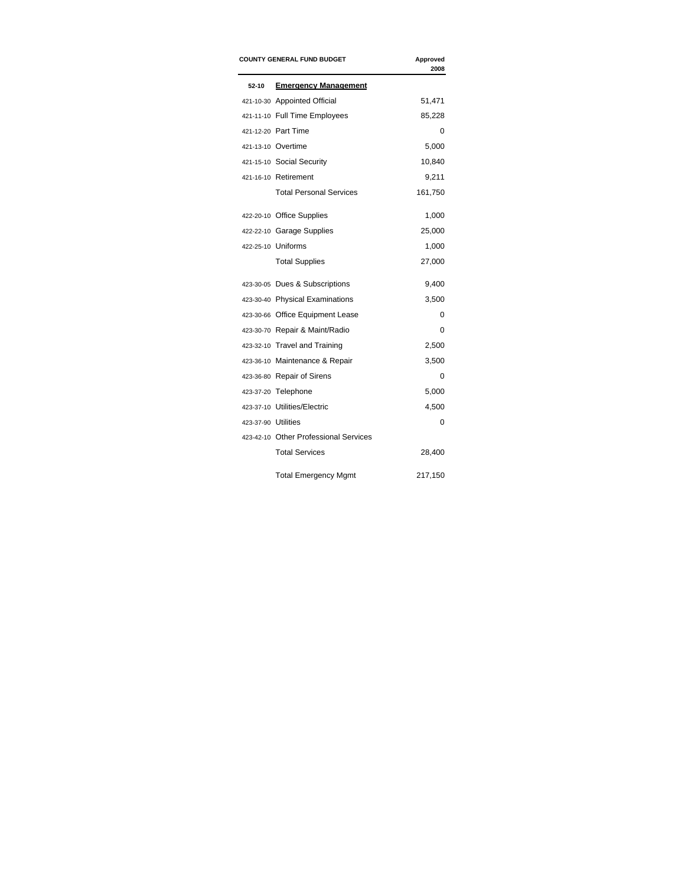| COUNTY GENERAL FUND BUDGET | | Approved 2008 |
|---|---|---|
| 52-10 | **Emergency Management** | |
| 421-10-30 | Appointed Official | 51,471 |
| 421-11-10 | Full Time Employees | 85,228 |
| 421-12-20 | Part Time | 0 |
| 421-13-10 | Overtime | 5,000 |
| 421-15-10 | Social Security | 10,840 |
| 421-16-10 | Retirement | 9,211 |
| | Total Personal Services | 161,750 |
| 422-20-10 | Office Supplies | 1,000 |
| 422-22-10 | Garage Supplies | 25,000 |
| 422-25-10 | Uniforms | 1,000 |
| | Total Supplies | 27,000 |
| 423-30-05 | Dues & Subscriptions | 9,400 |
| 423-30-40 | Physical Examinations | 3,500 |
| 423-30-66 | Office Equipment Lease | 0 |
| 423-30-70 | Repair & Maint/Radio | 0 |
| 423-32-10 | Travel and Training | 2,500 |
| 423-36-10 | Maintenance & Repair | 3,500 |
| 423-36-80 | Repair of Sirens | 0 |
| 423-37-20 | Telephone | 5,000 |
| 423-37-10 | Utilities/Electric | 4,500 |
| 423-37-90 | Utilities | 0 |
| 423-42-10 | Other Professional Services | |
| | Total Services | 28,400 |
| | Total Emergency Mgmt | 217,150 |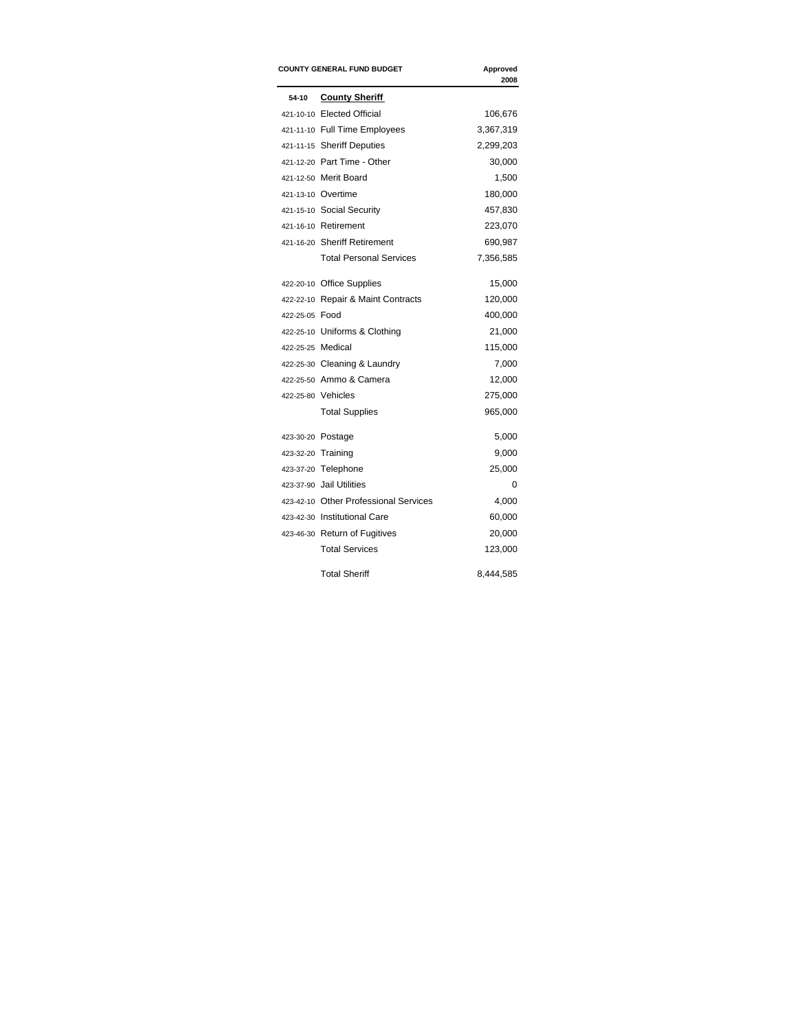| COUNTY GENERAL FUND BUDGET | | Approved 2008 |
|---|---|---|
| 54-10 | **County Sheriff** | |
| 421-10-10 | Elected Official | 106,676 |
| 421-11-10 | Full Time Employees | 3,367,319 |
| 421-11-15 | Sheriff Deputies | 2,299,203 |
| 421-12-20 | Part Time - Other | 30,000 |
| 421-12-50 | Merit Board | 1,500 |
| 421-13-10 | Overtime | 180,000 |
| 421-15-10 | Social Security | 457,830 |
| 421-16-10 | Retirement | 223,070 |
| 421-16-20 | Sheriff Retirement | 690,987 |
| | Total Personal Services | 7,356,585 |
| 422-20-10 | Office Supplies | 15,000 |
| 422-22-10 | Repair & Maint Contracts | 120,000 |
| 422-25-05 | Food | 400,000 |
| 422-25-10 | Uniforms & Clothing | 21,000 |
| 422-25-25 | Medical | 115,000 |
| 422-25-30 | Cleaning & Laundry | 7,000 |
| 422-25-50 | Ammo & Camera | 12,000 |
| 422-25-80 | Vehicles | 275,000 |
| | Total Supplies | 965,000 |
| 423-30-20 | Postage | 5,000 |
| 423-32-20 | Training | 9,000 |
| 423-37-20 | Telephone | 25,000 |
| 423-37-90 | Jail Utilities | 0 |
| 423-42-10 | Other Professional Services | 4,000 |
| 423-42-30 | Institutional Care | 60,000 |
| 423-46-30 | Return of Fugitives | 20,000 |
| | Total Services | 123,000 |
| | Total Sheriff | 8,444,585 |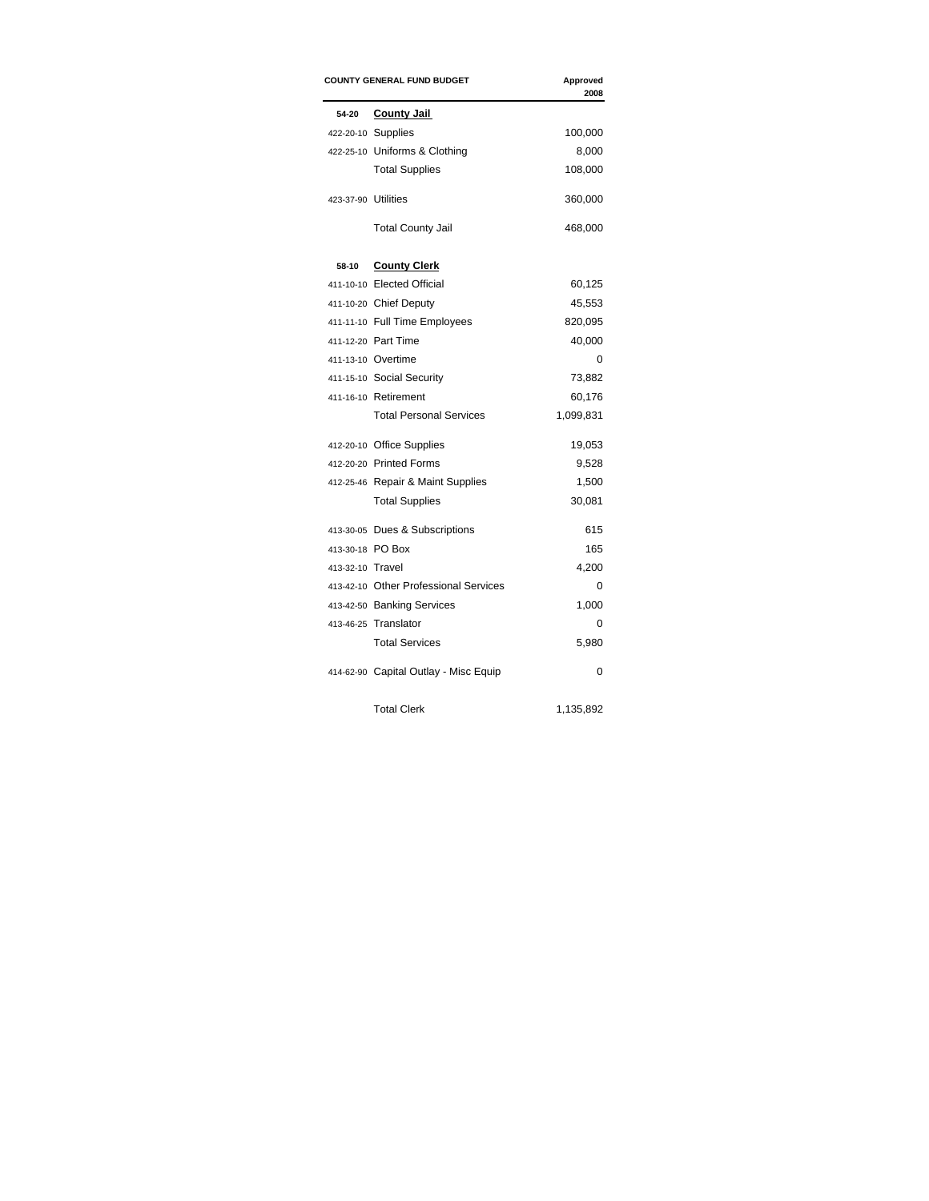| COUNTY GENERAL FUND BUDGET | | Approved 2008 |
|---|---|---|
| 54-20 | **County Jail** | |
| 422-20-10 | Supplies | 100,000 |
| 422-25-10 | Uniforms & Clothing | 8,000 |
| | Total Supplies | 108,000 |
| | | |
| 423-37-90 | Utilities | 360,000 |
| | | |
| | Total County Jail | 468,000 |
| | | |
| 58-10 | **County Clerk** | |
| 411-10-10 | Elected Official | 60,125 |
| 411-10-20 | Chief Deputy | 45,553 |
| 411-11-10 | Full Time Employees | 820,095 |
| 411-12-20 | Part Time | 40,000 |
| 411-13-10 | Overtime | 0 |
| 411-15-10 | Social Security | 73,882 |
| 411-16-10 | Retirement | 60,176 |
| | Total Personal Services | 1,099,831 |
| | | |
| 412-20-10 | Office Supplies | 19,053 |
| 412-20-20 | Printed Forms | 9,528 |
| 412-25-46 | Repair & Maint Supplies | 1,500 |
| | Total Supplies | 30,081 |
| | | |
| 413-30-05 | Dues & Subscriptions | 615 |
| 413-30-18 | PO Box | 165 |
| 413-32-10 | Travel | 4,200 |
| 413-42-10 | Other Professional Services | 0 |
| 413-42-50 | Banking Services | 1,000 |
| 413-46-25 | Translator | 0 |
| | Total Services | 5,980 |
| | | |
| 414-62-90 | Capital Outlay - Misc Equip | 0 |
| | | |
| | Total Clerk | 1,135,892 |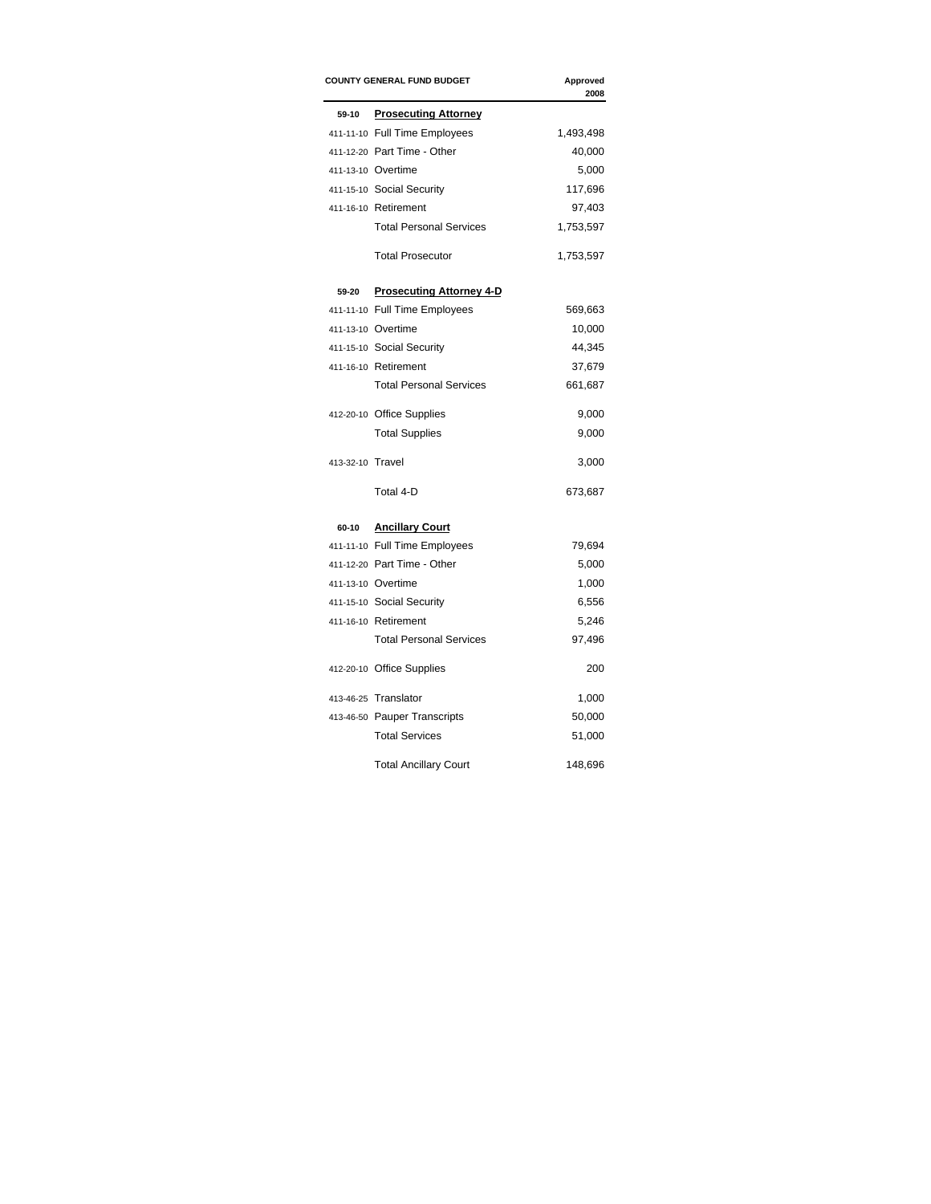| COUNTY GENERAL FUND BUDGET | | Approved 2008 |
|---|---|---|
| **59-10** | **Prosecuting Attorney** | |
| 411-11-10 | Full Time Employees | 1,493,498 |
| 411-12-20 | Part Time - Other | 40,000 |
| 411-13-10 | Overtime | 5,000 |
| 411-15-10 | Social Security | 117,696 |
| 411-16-10 | Retirement | 97,403 |
| | Total Personal Services | 1,753,597 |
| | Total Prosecutor | 1,753,597 |
| **59-20** | **Prosecuting Attorney 4-D** | |
| 411-11-10 | Full Time Employees | 569,663 |
| 411-13-10 | Overtime | 10,000 |
| 411-15-10 | Social Security | 44,345 |
| 411-16-10 | Retirement | 37,679 |
| | Total Personal Services | 661,687 |
| 412-20-10 | Office Supplies | 9,000 |
| | Total Supplies | 9,000 |
| 413-32-10 | Travel | 3,000 |
| | Total 4-D | 673,687 |
| **60-10** | **Ancillary Court** | |
| 411-11-10 | Full Time Employees | 79,694 |
| 411-12-20 | Part Time - Other | 5,000 |
| 411-13-10 | Overtime | 1,000 |
| 411-15-10 | Social Security | 6,556 |
| 411-16-10 | Retirement | 5,246 |
| | Total Personal Services | 97,496 |
| 412-20-10 | Office Supplies | 200 |
| 413-46-25 | Translator | 1,000 |
| 413-46-50 | Pauper Transcripts | 50,000 |
| | Total Services | 51,000 |
| | Total Ancillary Court | 148,696 |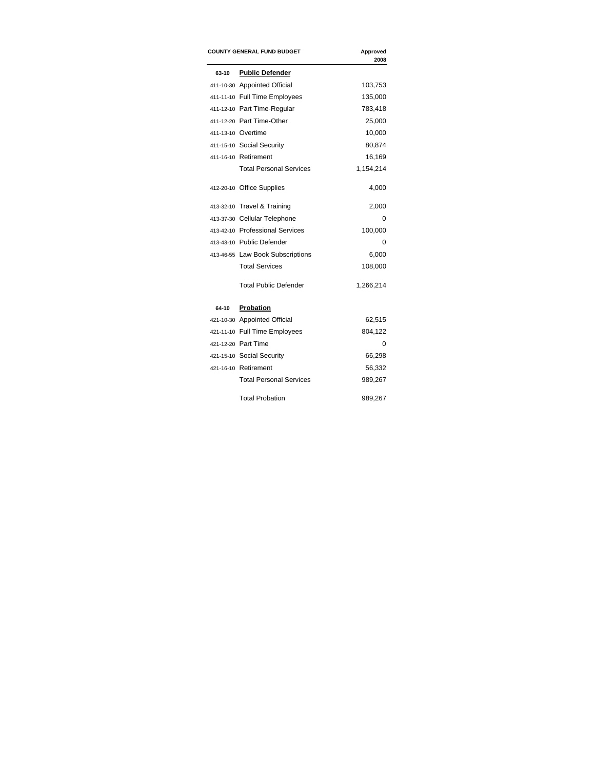| COUNTY GENERAL FUND BUDGET | | Approved 2008 |
|---|---|---|
| 63-10 | **Public Defender** | |
| 411-10-30 | Appointed Official | 103,753 |
| 411-11-10 | Full Time Employees | 135,000 |
| 411-12-10 | Part Time-Regular | 783,418 |
| 411-12-20 | Part Time-Other | 25,000 |
| 411-13-10 | Overtime | 10,000 |
| 411-15-10 | Social Security | 80,874 |
| 411-16-10 | Retirement | 16,169 |
| | Total Personal Services | 1,154,214 |
| 412-20-10 | Office Supplies | 4,000 |
| 413-32-10 | Travel & Training | 2,000 |
| 413-37-30 | Cellular Telephone | 0 |
| 413-42-10 | Professional Services | 100,000 |
| 413-43-10 | Public Defender | 0 |
| 413-46-55 | Law Book Subscriptions | 6,000 |
| | Total Services | 108,000 |
| | Total Public Defender | 1,266,214 |
| 64-10 | **Probation** | |
| 421-10-30 | Appointed Official | 62,515 |
| 421-11-10 | Full Time Employees | 804,122 |
| 421-12-20 | Part Time | 0 |
| 421-15-10 | Social Security | 66,298 |
| 421-16-10 | Retirement | 56,332 |
| | Total Personal Services | 989,267 |
| | Total Probation | 989,267 |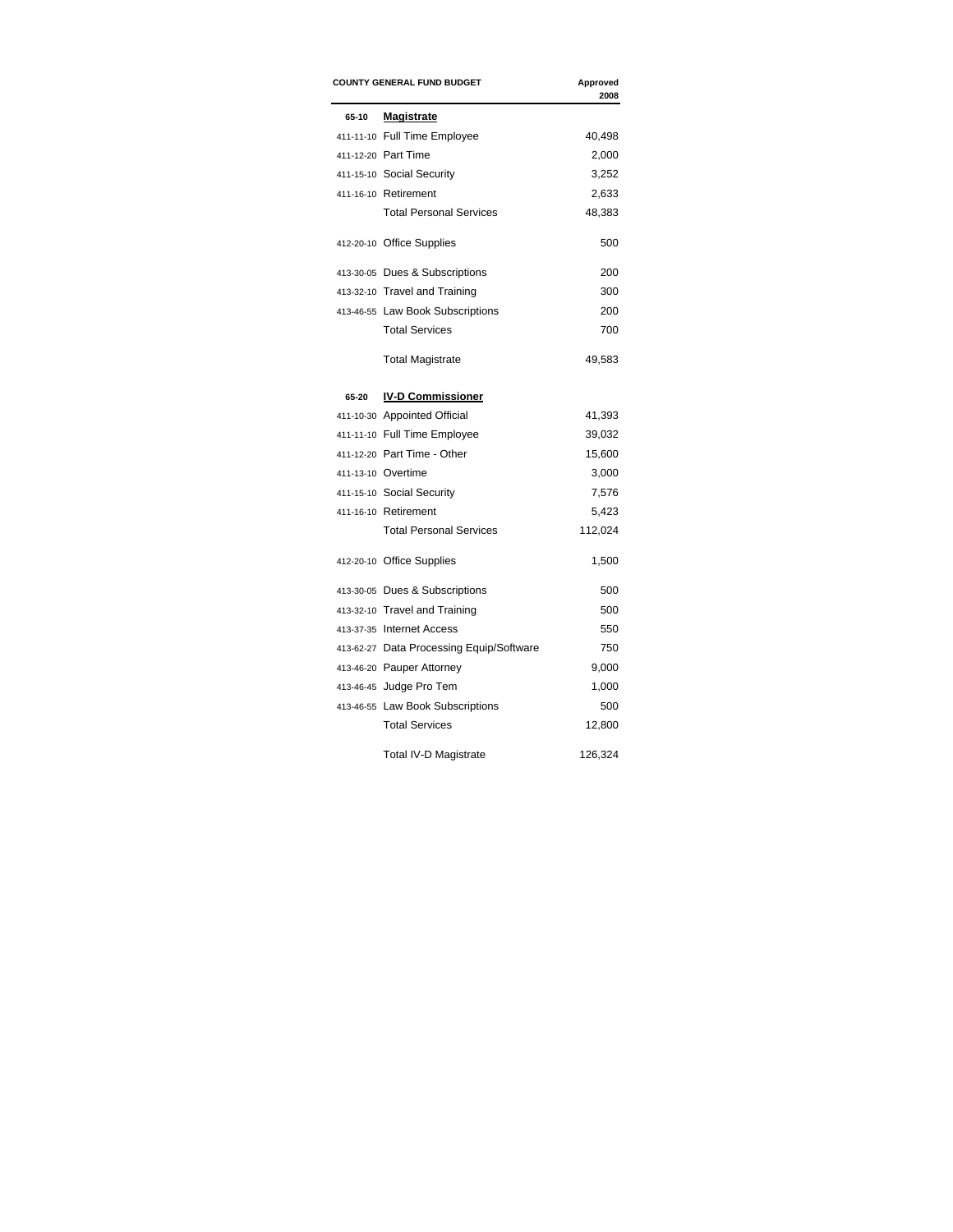| COUNTY GENERAL FUND BUDGET | | Approved 2008 |
|---|---|---|
| 65-10 | **Magistrate** | |
| 411-11-10 | Full Time Employee | 40,498 |
| 411-12-20 | Part Time | 2,000 |
| 411-15-10 | Social Security | 3,252 |
| 411-16-10 | Retirement | 2,633 |
| | Total Personal Services | 48,383 |
| 412-20-10 | Office Supplies | 500 |
| 413-30-05 | Dues & Subscriptions | 200 |
| 413-32-10 | Travel and Training | 300 |
| 413-46-55 | Law Book Subscriptions | 200 |
| | Total Services | 700 |
| | Total Magistrate | 49,583 |
| 65-20 | **IV-D Commissioner** | |
| 411-10-30 | Appointed Official | 41,393 |
| 411-11-10 | Full Time Employee | 39,032 |
| 411-12-20 | Part Time - Other | 15,600 |
| 411-13-10 | Overtime | 3,000 |
| 411-15-10 | Social Security | 7,576 |
| 411-16-10 | Retirement | 5,423 |
| | Total Personal Services | 112,024 |
| 412-20-10 | Office Supplies | 1,500 |
| 413-30-05 | Dues & Subscriptions | 500 |
| 413-32-10 | Travel and Training | 500 |
| 413-37-35 | Internet Access | 550 |
| 413-62-27 | Data Processing Equip/Software | 750 |
| 413-46-20 | Pauper Attorney | 9,000 |
| 413-46-45 | Judge Pro Tem | 1,000 |
| 413-46-55 | Law Book Subscriptions | 500 |
| | Total Services | 12,800 |
| | Total IV-D Magistrate | 126,324 |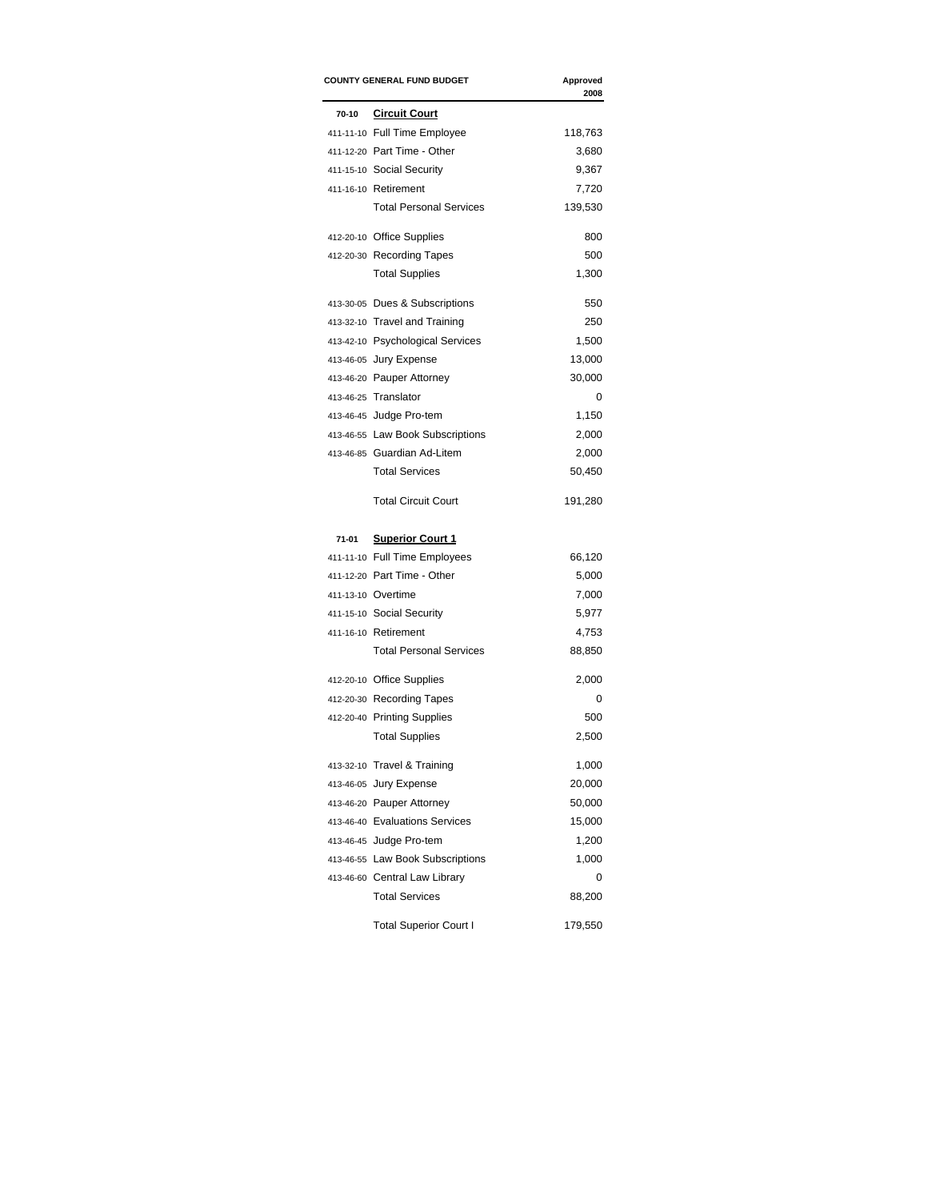| COUNTY GENERAL FUND BUDGET | | Approved 2008 |
|---|---|---|
| 70-10 | **Circuit Court** | |
| 411-11-10 | Full Time Employee | 118,763 |
| 411-12-20 | Part Time - Other | 3,680 |
| 411-15-10 | Social Security | 9,367 |
| 411-16-10 | Retirement | 7,720 |
| | Total Personal Services | 139,530 |
| 412-20-10 | Office Supplies | 800 |
| 412-20-30 | Recording Tapes | 500 |
| | Total Supplies | 1,300 |
| 413-30-05 | Dues & Subscriptions | 550 |
| 413-32-10 | Travel and Training | 250 |
| 413-42-10 | Psychological Services | 1,500 |
| 413-46-05 | Jury Expense | 13,000 |
| 413-46-20 | Pauper Attorney | 30,000 |
| 413-46-25 | Translator | 0 |
| 413-46-45 | Judge Pro-tem | 1,150 |
| 413-46-55 | Law Book Subscriptions | 2,000 |
| 413-46-85 | Guardian Ad-Litem | 2,000 |
| | Total Services | 50,450 |
| | Total Circuit Court | 191,280 |
| 71-01 | **Superior Court 1** | |
| 411-11-10 | Full Time Employees | 66,120 |
| 411-12-20 | Part Time - Other | 5,000 |
| 411-13-10 | Overtime | 7,000 |
| 411-15-10 | Social Security | 5,977 |
| 411-16-10 | Retirement | 4,753 |
| | Total Personal Services | 88,850 |
| 412-20-10 | Office Supplies | 2,000 |
| 412-20-30 | Recording Tapes | 0 |
| 412-20-40 | Printing Supplies | 500 |
| | Total Supplies | 2,500 |
| 413-32-10 | Travel & Training | 1,000 |
| 413-46-05 | Jury Expense | 20,000 |
| 413-46-20 | Pauper Attorney | 50,000 |
| 413-46-40 | Evaluations Services | 15,000 |
| 413-46-45 | Judge Pro-tem | 1,200 |
| 413-46-55 | Law Book Subscriptions | 1,000 |
| 413-46-60 | Central Law Library | 0 |
| | Total Services | 88,200 |
| | Total Superior Court I | 179,550 |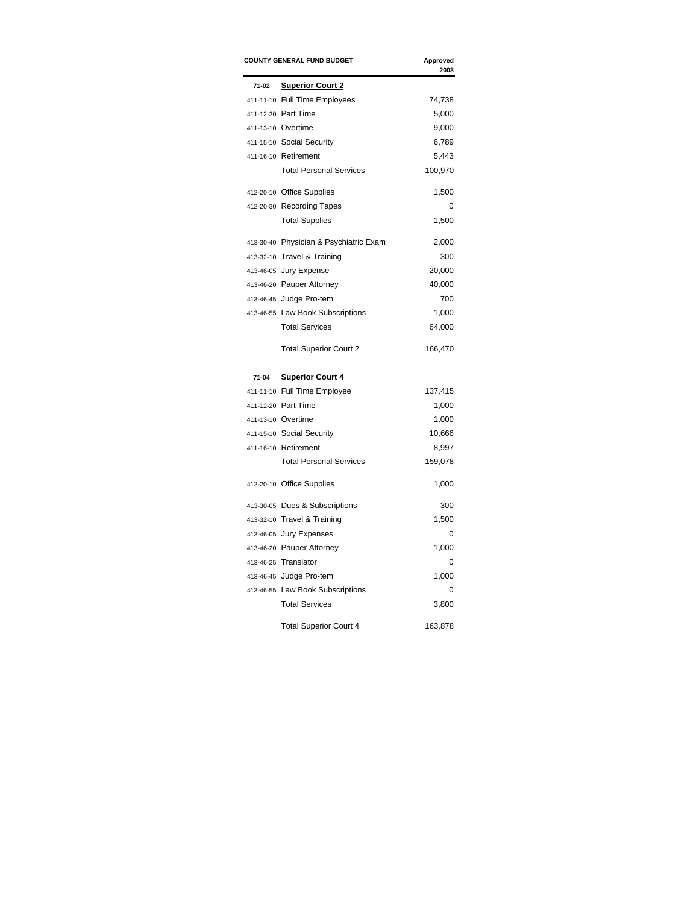| COUNTY GENERAL FUND BUDGET | | Approved 2008 |
|---|---|---|
| **71-02** | **Superior Court 2** | |
| 411-11-10 | Full Time Employees | 74,738 |
| 411-12-20 | Part Time | 5,000 |
| 411-13-10 | Overtime | 9,000 |
| 411-15-10 | Social Security | 6,789 |
| 411-16-10 | Retirement | 5,443 |
| | Total Personal Services | 100,970 |
| 412-20-10 | Office Supplies | 1,500 |
| 412-20-30 | Recording Tapes | 0 |
| | Total Supplies | 1,500 |
| 413-30-40 | Physician & Psychiatric Exam | 2,000 |
| 413-32-10 | Travel & Training | 300 |
| 413-46-05 | Jury Expense | 20,000 |
| 413-46-20 | Pauper Attorney | 40,000 |
| 413-46-45 | Judge Pro-tem | 700 |
| 413-46-55 | Law Book Subscriptions | 1,000 |
| | Total Services | 64,000 |
| | Total Superior Court 2 | 166,470 |
| **71-04** | **Superior Court 4** | |
| 411-11-10 | Full Time Employee | 137,415 |
| 411-12-20 | Part Time | 1,000 |
| 411-13-10 | Overtime | 1,000 |
| 411-15-10 | Social Security | 10,666 |
| 411-16-10 | Retirement | 8,997 |
| | Total Personal Services | 159,078 |
| 412-20-10 | Office Supplies | 1,000 |
| 413-30-05 | Dues & Subscriptions | 300 |
| 413-32-10 | Travel & Training | 1,500 |
| 413-46-05 | Jury Expenses | 0 |
| 413-46-20 | Pauper Attorney | 1,000 |
| 413-46-25 | Translator | 0 |
| 413-46-45 | Judge Pro-tem | 1,000 |
| 413-46-55 | Law Book Subscriptions | 0 |
| | Total Services | 3,800 |
| | Total Superior Court 4 | 163,878 |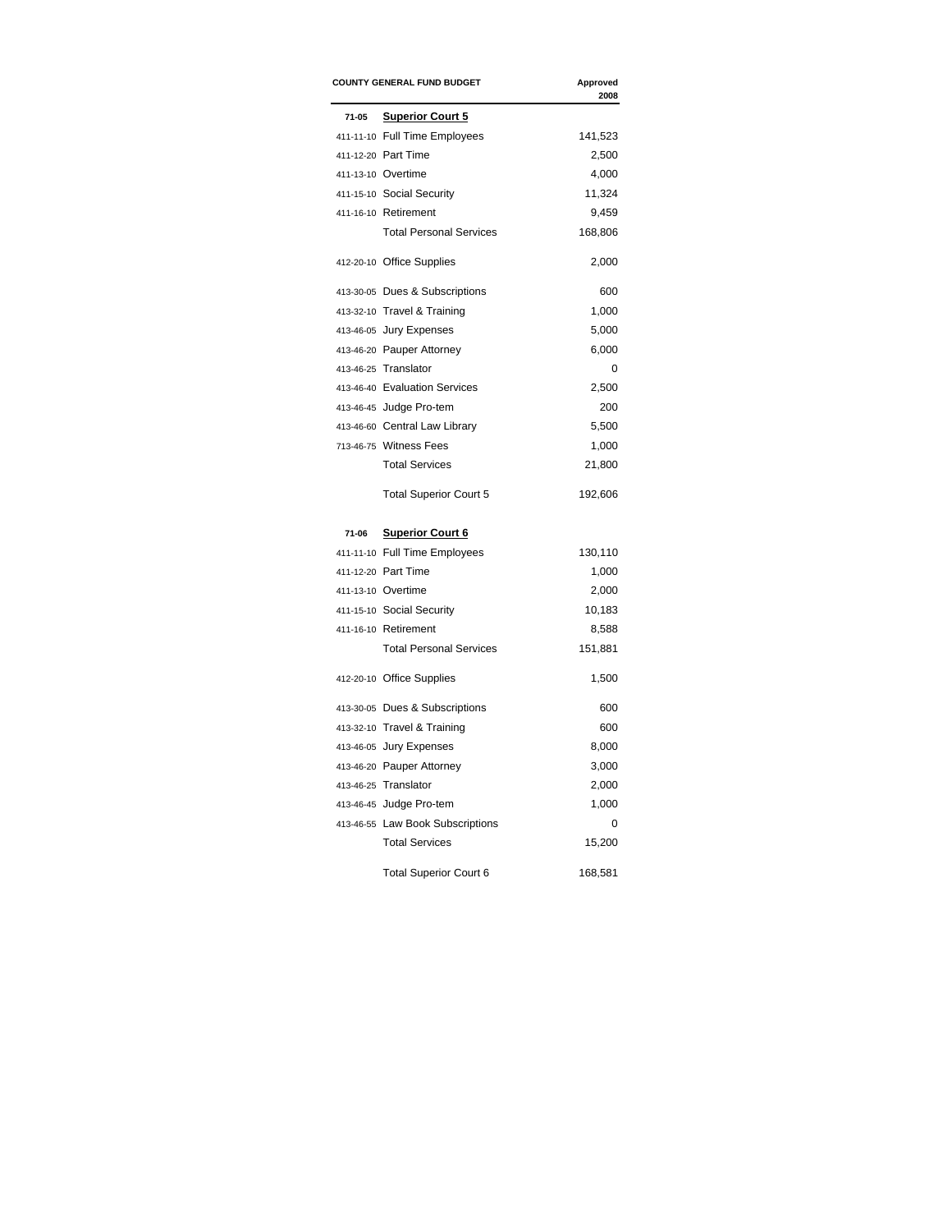| COUNTY GENERAL FUND BUDGET | | Approved 2008 |
|---|---|---|
| **71-05** | **Superior Court 5** | |
| 411-11-10 | Full Time Employees | 141,523 |
| 411-12-20 | Part Time | 2,500 |
| 411-13-10 | Overtime | 4,000 |
| 411-15-10 | Social Security | 11,324 |
| 411-16-10 | Retirement | 9,459 |
| | Total Personal Services | 168,806 |
| 412-20-10 | Office Supplies | 2,000 |
| 413-30-05 | Dues & Subscriptions | 600 |
| 413-32-10 | Travel & Training | 1,000 |
| 413-46-05 | Jury Expenses | 5,000 |
| 413-46-20 | Pauper Attorney | 6,000 |
| 413-46-25 | Translator | 0 |
| 413-46-40 | Evaluation Services | 2,500 |
| 413-46-45 | Judge Pro-tem | 200 |
| 413-46-60 | Central Law Library | 5,500 |
| 713-46-75 | Witness Fees | 1,000 |
| | Total Services | 21,800 |
| | Total Superior Court 5 | 192,606 |
| **71-06** | **Superior Court 6** | |
| 411-11-10 | Full Time Employees | 130,110 |
| 411-12-20 | Part Time | 1,000 |
| 411-13-10 | Overtime | 2,000 |
| 411-15-10 | Social Security | 10,183 |
| 411-16-10 | Retirement | 8,588 |
| | Total Personal Services | 151,881 |
| 412-20-10 | Office Supplies | 1,500 |
| 413-30-05 | Dues & Subscriptions | 600 |
| 413-32-10 | Travel & Training | 600 |
| 413-46-05 | Jury Expenses | 8,000 |
| 413-46-20 | Pauper Attorney | 3,000 |
| 413-46-25 | Translator | 2,000 |
| 413-46-45 | Judge Pro-tem | 1,000 |
| 413-46-55 | Law Book Subscriptions | 0 |
| | Total Services | 15,200 |
| | Total Superior Court 6 | 168,581 |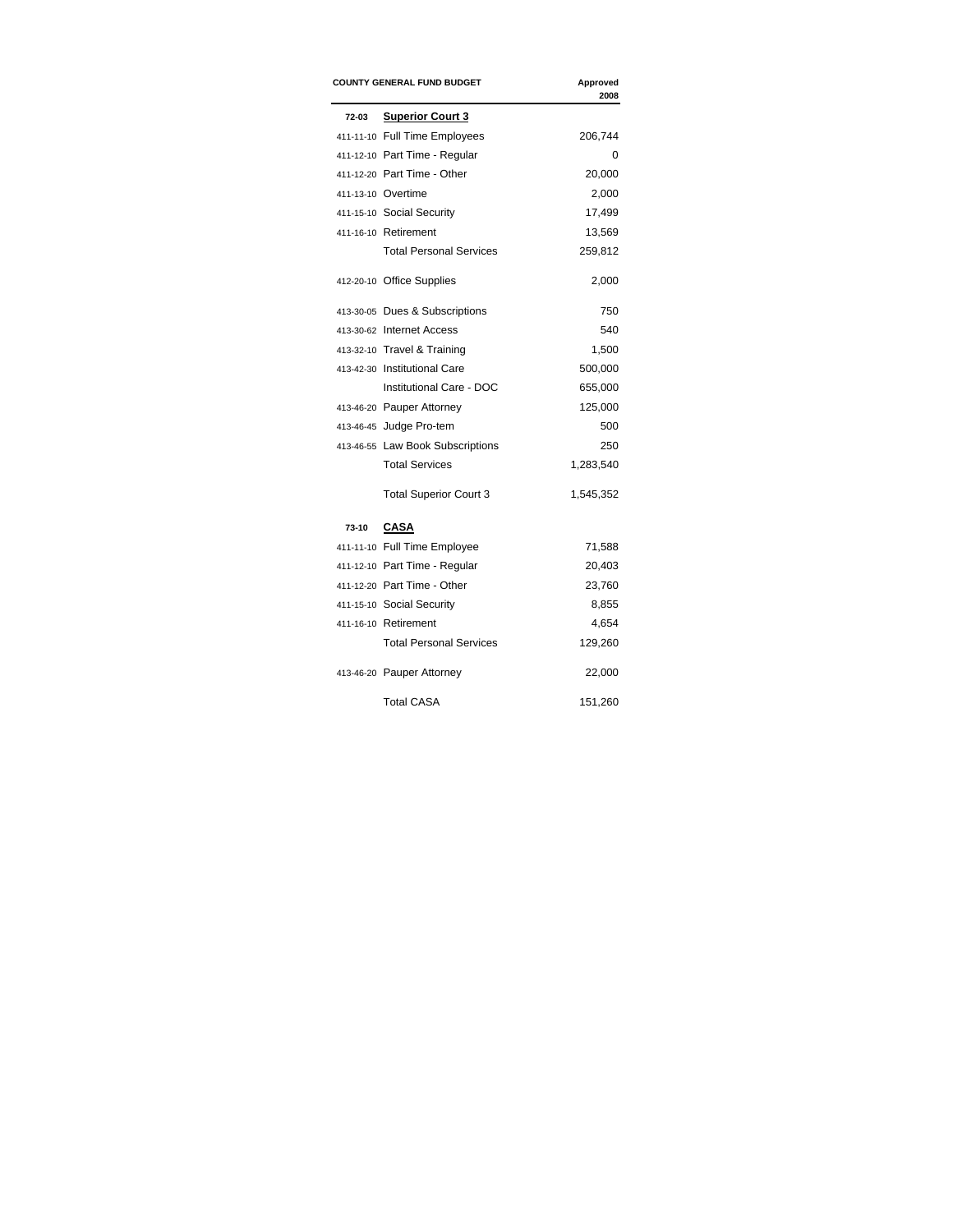| COUNTY GENERAL FUND BUDGET | | Approved 2008 |
|---|---|---|
| 72-03 | **Superior Court 3** | |
| 411-11-10 | Full Time Employees | 206,744 |
| 411-12-10 | Part Time - Regular | 0 |
| 411-12-20 | Part Time - Other | 20,000 |
| 411-13-10 | Overtime | 2,000 |
| 411-15-10 | Social Security | 17,499 |
| 411-16-10 | Retirement | 13,569 |
| | Total Personal Services | 259,812 |
| 412-20-10 | Office Supplies | 2,000 |
| 413-30-05 | Dues & Subscriptions | 750 |
| 413-30-62 | Internet Access | 540 |
| 413-32-10 | Travel & Training | 1,500 |
| 413-42-30 | Institutional Care | 500,000 |
| | Institutional Care - DOC | 655,000 |
| 413-46-20 | Pauper Attorney | 125,000 |
| 413-46-45 | Judge Pro-tem | 500 |
| 413-46-55 | Law Book Subscriptions | 250 |
| | Total Services | 1,283,540 |
| | Total Superior Court 3 | 1,545,352 |
| 73-10 | **CASA** | |
| 411-11-10 | Full Time Employee | 71,588 |
| 411-12-10 | Part Time - Regular | 20,403 |
| 411-12-20 | Part Time - Other | 23,760 |
| 411-15-10 | Social Security | 8,855 |
| 411-16-10 | Retirement | 4,654 |
| | Total Personal Services | 129,260 |
| 413-46-20 | Pauper Attorney | 22,000 |
| | Total CASA | 151,260 |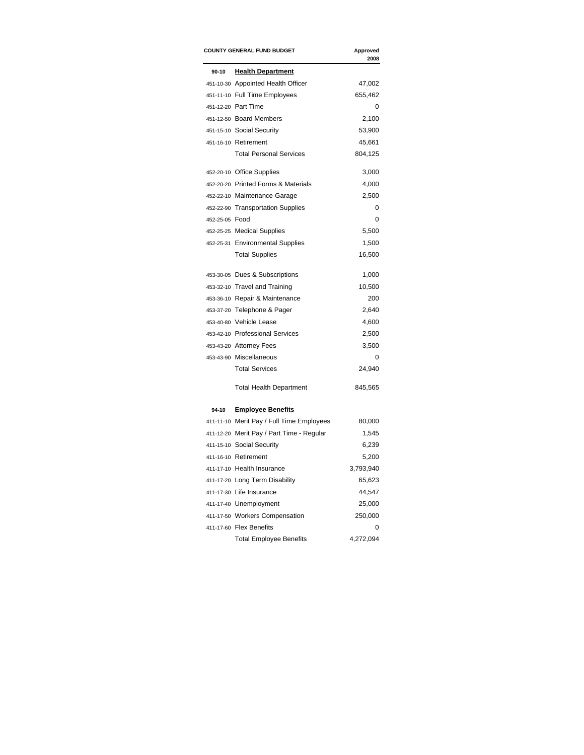| COUNTY GENERAL FUND BUDGET | | Approved 2008 |
|---|---|---|
| 90-10 | **Health Department** | |
| 451-10-30 | Appointed Health Officer | 47,002 |
| 451-11-10 | Full Time Employees | 655,462 |
| 451-12-20 | Part Time | 0 |
| 451-12-50 | Board Members | 2,100 |
| 451-15-10 | Social Security | 53,900 |
| 451-16-10 | Retirement | 45,661 |
| | Total Personal Services | 804,125 |
| | | |
| 452-20-10 | Office Supplies | 3,000 |
| 452-20-20 | Printed Forms & Materials | 4,000 |
| 452-22-10 | Maintenance-Garage | 2,500 |
| 452-22-90 | Transportation Supplies | 0 |
| 452-25-05 | Food | 0 |
| 452-25-25 | Medical Supplies | 5,500 |
| 452-25-31 | Environmental Supplies | 1,500 |
| | Total Supplies | 16,500 |
| | | |
| 453-30-05 | Dues & Subscriptions | 1,000 |
| 453-32-10 | Travel and Training | 10,500 |
| 453-36-10 | Repair & Maintenance | 200 |
| 453-37-20 | Telephone & Pager | 2,640 |
| 453-40-80 | Vehicle Lease | 4,600 |
| 453-42-10 | Professional Services | 2,500 |
| 453-43-20 | Attorney Fees | 3,500 |
| 453-43-90 | Miscellaneous | 0 |
| | Total Services | 24,940 |
| | | |
| | Total Health Department | 845,565 |
| | | |
| 94-10 | **Employee Benefits** | |
| 411-11-10 | Merit Pay / Full Time Employees | 80,000 |
| 411-12-20 | Merit Pay / Part Time - Regular | 1,545 |
| 411-15-10 | Social Security | 6,239 |
| 411-16-10 | Retirement | 5,200 |
| 411-17-10 | Health Insurance | 3,793,940 |
| 411-17-20 | Long Term Disability | 65,623 |
| 411-17-30 | Life Insurance | 44,547 |
| 411-17-40 | Unemployment | 25,000 |
| 411-17-50 | Workers Compensation | 250,000 |
| 411-17-60 | Flex Benefits | 0 |
| | Total Employee Benefits | 4,272,094 |